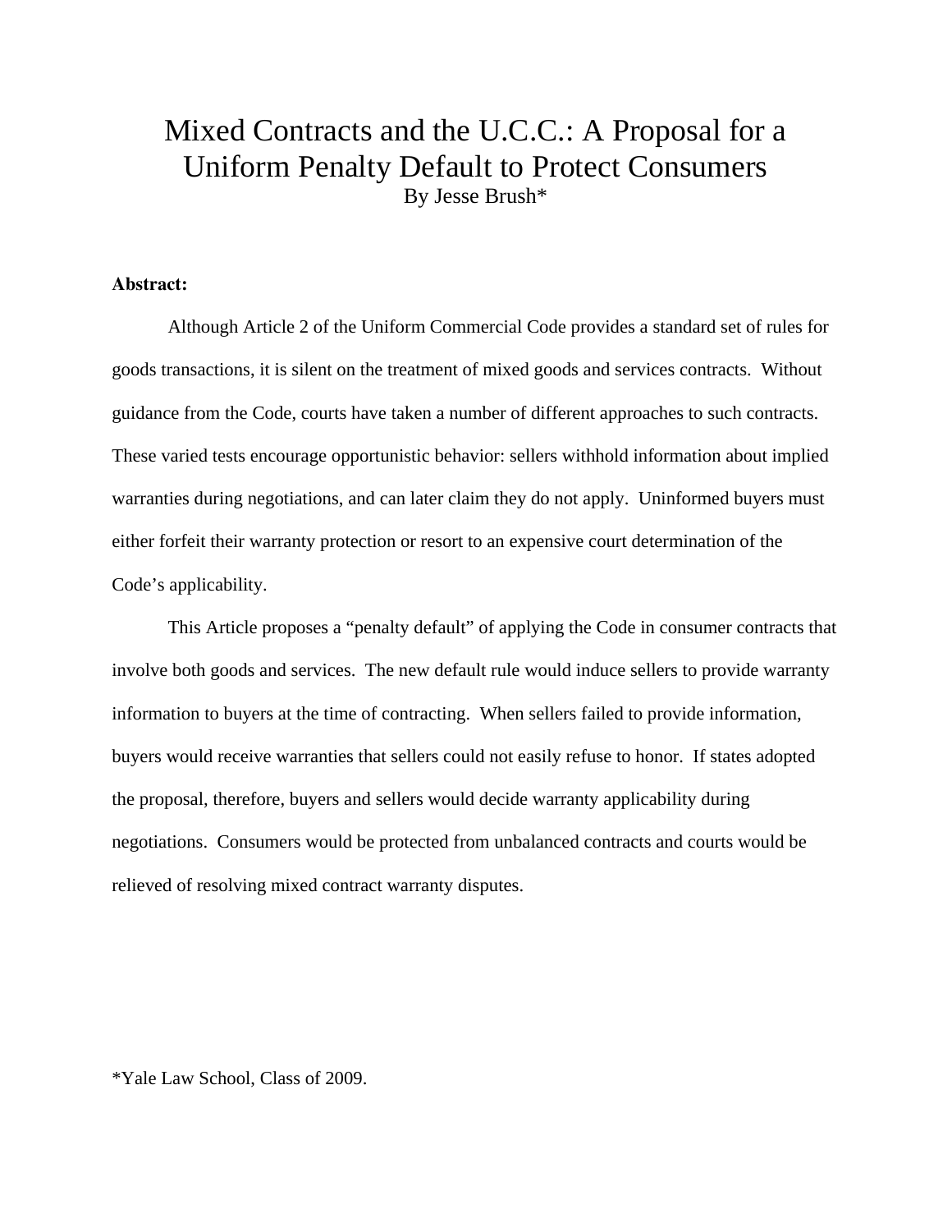# Mixed Contracts and the U.C.C.: A Proposal for a Uniform Penalty Default to Protect Consumers

By Jesse Brush*

**Abstract:**

Although Article 2 of the Uniform Commercial Code provides a standard set of rules for goods transactions, it is silent on the treatment of mixed goods and services contracts. Without guidance from the Code, courts have taken a number of different approaches to such contracts. These varied tests encourage opportunistic behavior: sellers withhold information about implied warranties during negotiations, and can later claim they do not apply. Uninformed buyers must either forfeit their warranty protection or resort to an expensive court determination of the Code's applicability.

This Article proposes a "penalty default" of applying the Code in consumer contracts that involve both goods and services. The new default rule would induce sellers to provide warranty information to buyers at the time of contracting. When sellers failed to provide information, buyers would receive warranties that sellers could not easily refuse to honor. If states adopted the proposal, therefore, buyers and sellers would decide warranty applicability during negotiations. Consumers would be protected from unbalanced contracts and courts would be relieved of resolving mixed contract warranty disputes.

*Yale Law School, Class of 2009.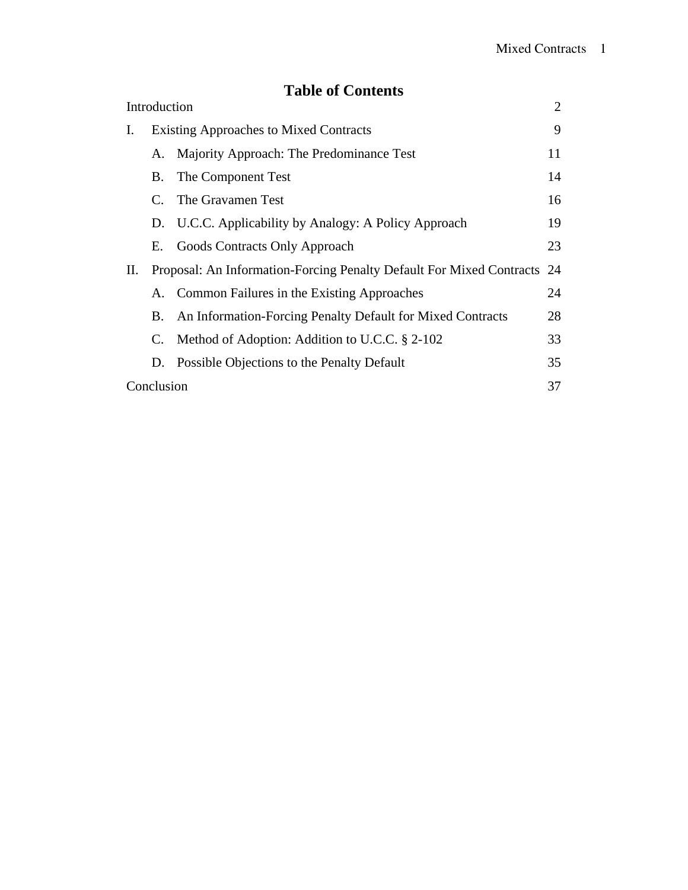# Table of Contents

| | | |
|---|---|---|
| Introduction | | 2 |
| I. | Existing Approaches to Mixed Contracts | 9 |
| | A. Majority Approach: The Predominance Test | 11 |
| | B. The Component Test | 14 |
| | C. The Gravamen Test | 16 |
| | D. U.C.C. Applicability by Analogy: A Policy Approach | 19 |
| | E. Goods Contracts Only Approach | 23 |
| II. | Proposal: An Information-Forcing Penalty Default For Mixed Contracts | 24 |
| | A. Common Failures in the Existing Approaches | 24 |
| | B. An Information-Forcing Penalty Default for Mixed Contracts | 28 |
| | C. Method of Adoption: Addition to U.C.C. § 2-102 | 33 |
| | D. Possible Objections to the Penalty Default | 35 |
| Conclusion | | 37 |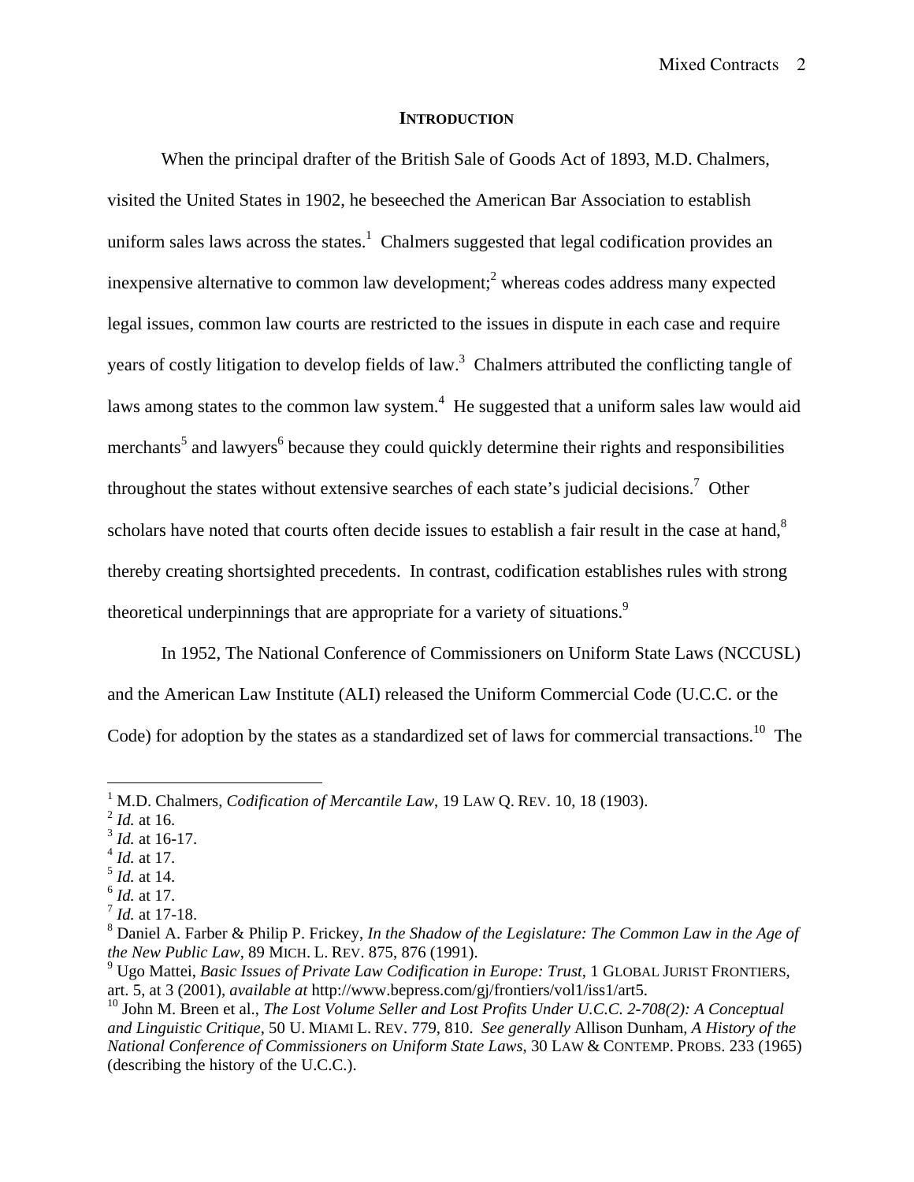## INTRODUCTION

When the principal drafter of the British Sale of Goods Act of 1893, M.D. Chalmers, visited the United States in 1902, he beseeched the American Bar Association to establish uniform sales laws across the states.[1] Chalmers suggested that legal codification provides an inexpensive alternative to common law development;[2] whereas codes address many expected legal issues, common law courts are restricted to the issues in dispute in each case and require years of costly litigation to develop fields of law.[3] Chalmers attributed the conflicting tangle of laws among states to the common law system.[4] He suggested that a uniform sales law would aid merchants[5] and lawyers[6] because they could quickly determine their rights and responsibilities throughout the states without extensive searches of each state's judicial decisions.[7] Other scholars have noted that courts often decide issues to establish a fair result in the case at hand,[8] thereby creating shortsighted precedents. In contrast, codification establishes rules with strong theoretical underpinnings that are appropriate for a variety of situations.[9]

In 1952, The National Conference of Commissioners on Uniform State Laws (NCCUSL) and the American Law Institute (ALI) released the Uniform Commercial Code (U.C.C. or the Code) for adoption by the states as a standardized set of laws for commercial transactions.[10] The

---

[1] M.D. Chalmers, *Codification of Mercantile Law*, 19 LAW Q. REV. 10, 18 (1903).
[2] *Id.* at 16.
[3] *Id.* at 16-17.
[4] *Id.* at 17.
[5] *Id.* at 14.
[6] *Id.* at 17.
[7] *Id.* at 17-18.
[8] Daniel A. Farber & Philip P. Frickey, *In the Shadow of the Legislature: The Common Law in the Age of the New Public Law*, 89 MICH. L. REV. 875, 876 (1991).
[9] Ugo Mattei, *Basic Issues of Private Law Codification in Europe: Trust*, 1 GLOBAL JURIST FRONTIERS, art. 5, at 3 (2001), *available at* http://www.bepress.com/gj/frontiers/vol1/iss1/art5.
[10] John M. Breen et al., *The Lost Volume Seller and Lost Profits Under U.C.C. 2-708(2): A Conceptual and Linguistic Critique*, 50 U. MIAMI L. REV. 779, 810. *See generally* Allison Dunham, *A History of the National Conference of Commissioners on Uniform State Laws*, 30 LAW & CONTEMP. PROBS. 233 (1965) (describing the history of the U.C.C.).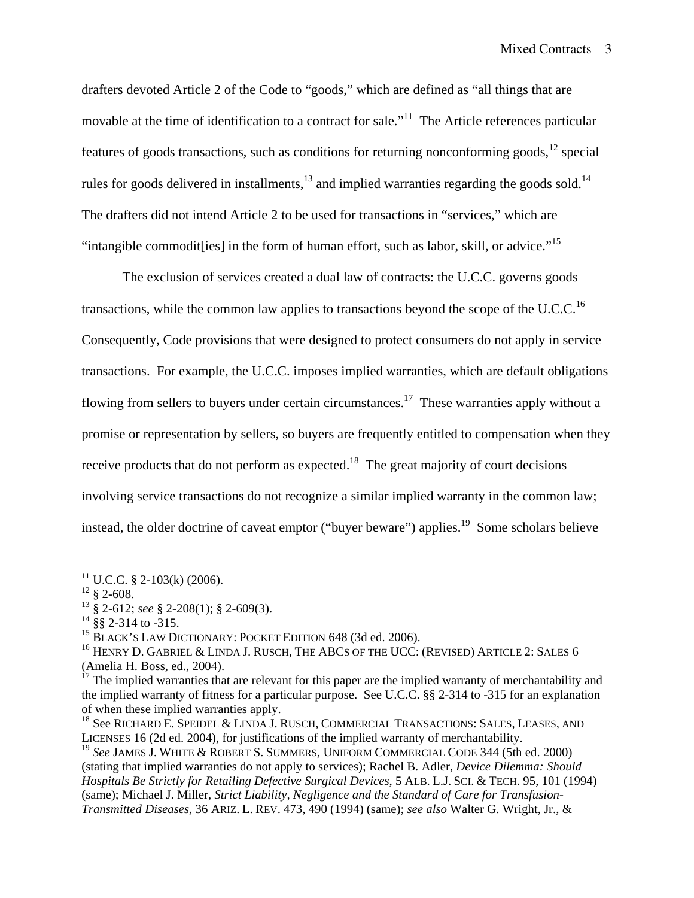drafters devoted Article 2 of the Code to "goods," which are defined as "all things that are movable at the time of identification to a contract for sale."[11] The Article references particular features of goods transactions, such as conditions for returning nonconforming goods,[12] special rules for goods delivered in installments,[13] and implied warranties regarding the goods sold.[14] The drafters did not intend Article 2 to be used for transactions in "services," which are "intangible commodit[ies] in the form of human effort, such as labor, skill, or advice."[15]

The exclusion of services created a dual law of contracts: the U.C.C. governs goods transactions, while the common law applies to transactions beyond the scope of the U.C.C.[16] Consequently, Code provisions that were designed to protect consumers do not apply in service transactions. For example, the U.C.C. imposes implied warranties, which are default obligations flowing from sellers to buyers under certain circumstances.[17] These warranties apply without a promise or representation by sellers, so buyers are frequently entitled to compensation when they receive products that do not perform as expected.[18] The great majority of court decisions involving service transactions do not recognize a similar implied warranty in the common law; instead, the older doctrine of caveat emptor ("buyer beware") applies.[19] Some scholars believe

---

[11] U.C.C. § 2-103(k) (2006).

[12] § 2-608.

[13] § 2-612; *see* § 2-208(1); § 2-609(3).

[14] §§ 2-314 to -315.

[15] BLACK'S LAW DICTIONARY: POCKET EDITION 648 (3d ed. 2006).

[16] HENRY D. GABRIEL & LINDA J. RUSCH, THE ABCS OF THE UCC: (REVISED) ARTICLE 2: SALES 6 (Amelia H. Boss, ed., 2004).

[17] The implied warranties that are relevant for this paper are the implied warranty of merchantability and the implied warranty of fitness for a particular purpose. See U.C.C. §§ 2-314 to -315 for an explanation of when these implied warranties apply.

[18] See RICHARD E. SPEIDEL & LINDA J. RUSCH, COMMERCIAL TRANSACTIONS: SALES, LEASES, AND LICENSES 16 (2d ed. 2004), for justifications of the implied warranty of merchantability.

[19] *See* JAMES J. WHITE & ROBERT S. SUMMERS, UNIFORM COMMERCIAL CODE 344 (5th ed. 2000) (stating that implied warranties do not apply to services); Rachel B. Adler, *Device Dilemma: Should Hospitals Be Strictly for Retailing Defective Surgical Devices*, 5 ALB. L.J. SCI. & TECH. 95, 101 (1994) (same); Michael J. Miller, *Strict Liability, Negligence and the Standard of Care for Transfusion-Transmitted Diseases*, 36 ARIZ. L. REV. 473, 490 (1994) (same); *see also* Walter G. Wright, Jr., &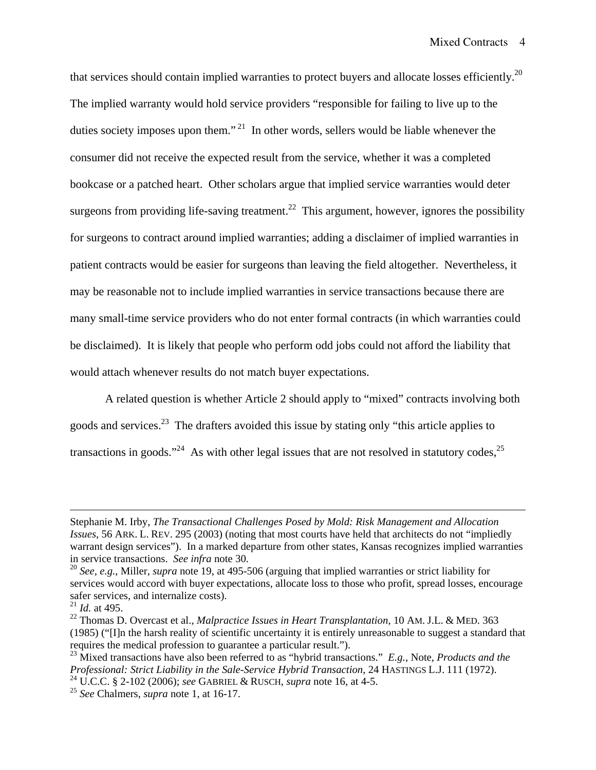that services should contain implied warranties to protect buyers and allocate losses efficiently.[20] The implied warranty would hold service providers "responsible for failing to live up to the duties society imposes upon them."[21] In other words, sellers would be liable whenever the consumer did not receive the expected result from the service, whether it was a completed bookcase or a patched heart. Other scholars argue that implied service warranties would deter surgeons from providing life-saving treatment.[22] This argument, however, ignores the possibility for surgeons to contract around implied warranties; adding a disclaimer of implied warranties in patient contracts would be easier for surgeons than leaving the field altogether. Nevertheless, it may be reasonable not to include implied warranties in service transactions because there are many small-time service providers who do not enter formal contracts (in which warranties could be disclaimed). It is likely that people who perform odd jobs could not afford the liability that would attach whenever results do not match buyer expectations.

A related question is whether Article 2 should apply to "mixed" contracts involving both goods and services.[23] The drafters avoided this issue by stating only "this article applies to transactions in goods."[24] As with other legal issues that are not resolved in statutory codes,[25]

---

Stephanie M. Irby, *The Transactional Challenges Posed by Mold: Risk Management and Allocation Issues*, 56 ARK. L. REV. 295 (2003) (noting that most courts have held that architects do not "impliedly warrant design services"). In a marked departure from other states, Kansas recognizes implied warranties in service transactions. *See infra* note 30.

[20] *See*, *e.g.*, Miller, *supra* note 19, at 495-506 (arguing that implied warranties or strict liability for services would accord with buyer expectations, allocate loss to those who profit, spread losses, encourage safer services, and internalize costs).

[21] *Id.* at 495.

[22] Thomas D. Overcast et al., *Malpractice Issues in Heart Transplantation*, 10 AM. J.L. & MED. 363 (1985) ("[I]n the harsh reality of scientific uncertainty it is entirely unreasonable to suggest a standard that requires the medical profession to guarantee a particular result.").

[23] Mixed transactions have also been referred to as "hybrid transactions." *E.g.*, Note, *Products and the Professional: Strict Liability in the Sale-Service Hybrid Transaction*, 24 HASTINGS L.J. 111 (1972).

[24] U.C.C. § 2-102 (2006); *see* GABRIEL & RUSCH, *supra* note 16, at 4-5.

[25] *See* Chalmers, *supra* note 1, at 16-17.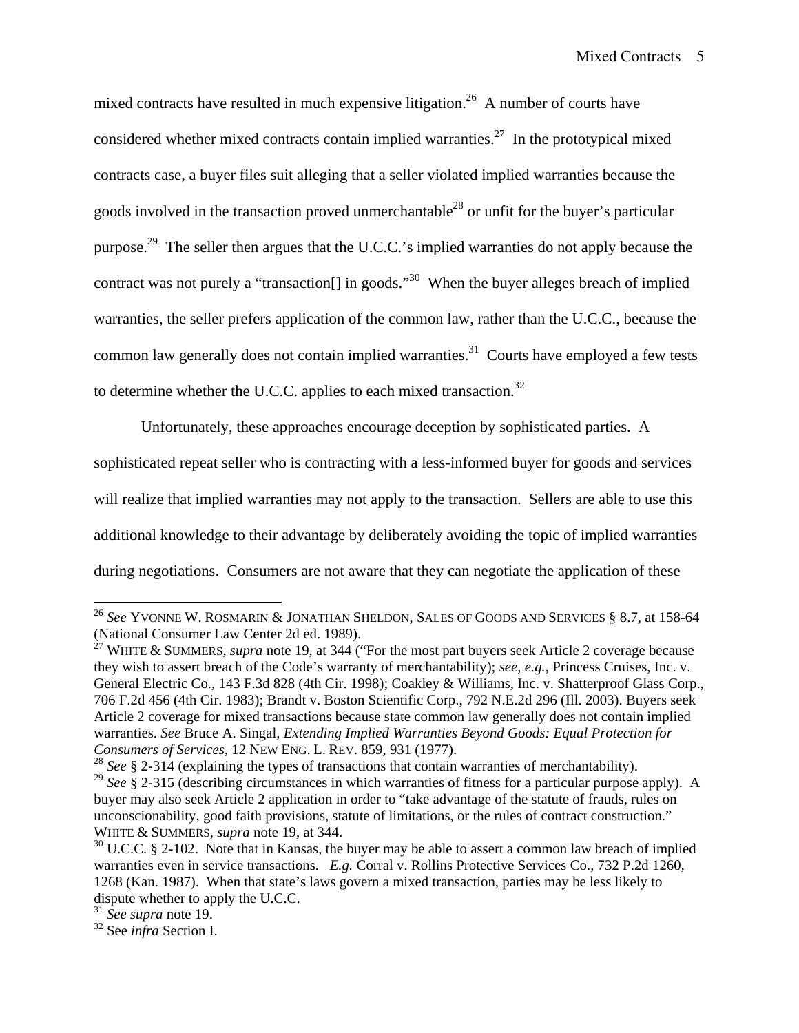mixed contracts have resulted in much expensive litigation.[26] A number of courts have considered whether mixed contracts contain implied warranties.[27] In the prototypical mixed contracts case, a buyer files suit alleging that a seller violated implied warranties because the goods involved in the transaction proved unmerchantable[28] or unfit for the buyer's particular purpose.[29] The seller then argues that the U.C.C.'s implied warranties do not apply because the contract was not purely a "transaction[] in goods."[30] When the buyer alleges breach of implied warranties, the seller prefers application of the common law, rather than the U.C.C., because the common law generally does not contain implied warranties.[31] Courts have employed a few tests to determine whether the U.C.C. applies to each mixed transaction.[32]

Unfortunately, these approaches encourage deception by sophisticated parties. A sophisticated repeat seller who is contracting with a less-informed buyer for goods and services will realize that implied warranties may not apply to the transaction. Sellers are able to use this additional knowledge to their advantage by deliberately avoiding the topic of implied warranties during negotiations. Consumers are not aware that they can negotiate the application of these

---

[26] *See* YVONNE W. ROSMARIN & JONATHAN SHELDON, SALES OF GOODS AND SERVICES § 8.7, at 158-64 (National Consumer Law Center 2d ed. 1989).

[27] WHITE & SUMMERS, *supra* note 19, at 344 ("For the most part buyers seek Article 2 coverage because they wish to assert breach of the Code's warranty of merchantability); *see, e.g.*, Princess Cruises, Inc. v. General Electric Co., 143 F.3d 828 (4th Cir. 1998); Coakley & Williams, Inc. v. Shatterproof Glass Corp., 706 F.2d 456 (4th Cir. 1983); Brandt v. Boston Scientific Corp., 792 N.E.2d 296 (Ill. 2003). Buyers seek Article 2 coverage for mixed transactions because state common law generally does not contain implied warranties. *See* Bruce A. Singal, *Extending Implied Warranties Beyond Goods: Equal Protection for Consumers of Services*, 12 NEW ENG. L. REV. 859, 931 (1977).

[28] *See* § 2-314 (explaining the types of transactions that contain warranties of merchantability).

[29] *See* § 2-315 (describing circumstances in which warranties of fitness for a particular purpose apply). A buyer may also seek Article 2 application in order to "take advantage of the statute of frauds, rules on unconscionability, good faith provisions, statute of limitations, or the rules of contract construction." WHITE & SUMMERS, *supra* note 19, at 344.

[30] U.C.C. § 2-102. Note that in Kansas, the buyer may be able to assert a common law breach of implied warranties even in service transactions. *E.g.* Corral v. Rollins Protective Services Co., 732 P.2d 1260, 1268 (Kan. 1987). When that state's laws govern a mixed transaction, parties may be less likely to dispute whether to apply the U.C.C.

[31] *See supra* note 19.

[32] See *infra* Section I.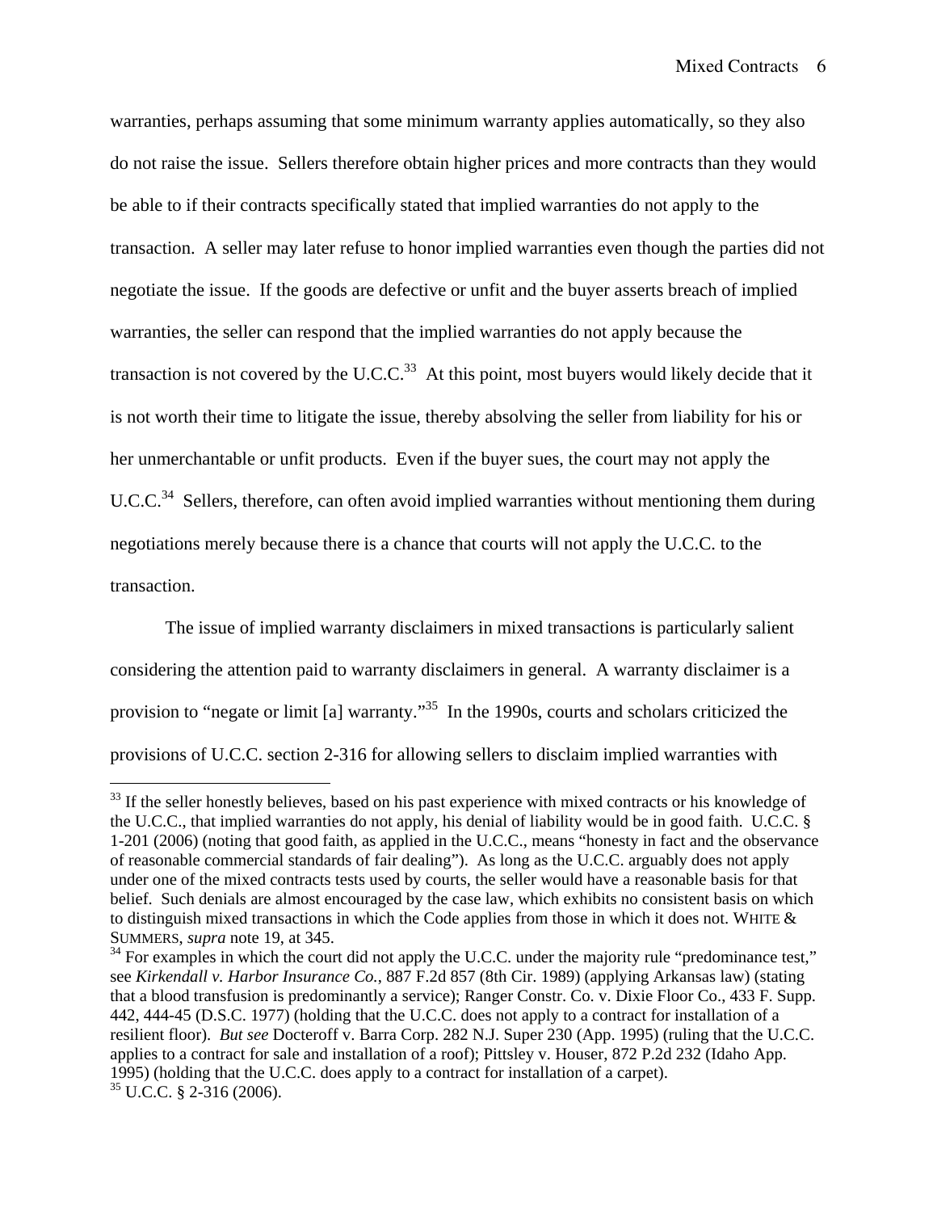warranties, perhaps assuming that some minimum warranty applies automatically, so they also do not raise the issue. Sellers therefore obtain higher prices and more contracts than they would be able to if their contracts specifically stated that implied warranties do not apply to the transaction. A seller may later refuse to honor implied warranties even though the parties did not negotiate the issue. If the goods are defective or unfit and the buyer asserts breach of implied warranties, the seller can respond that the implied warranties do not apply because the transaction is not covered by the U.C.C.[33] At this point, most buyers would likely decide that it is not worth their time to litigate the issue, thereby absolving the seller from liability for his or her unmerchantable or unfit products. Even if the buyer sues, the court may not apply the U.C.C.[34] Sellers, therefore, can often avoid implied warranties without mentioning them during negotiations merely because there is a chance that courts will not apply the U.C.C. to the transaction.

The issue of implied warranty disclaimers in mixed transactions is particularly salient considering the attention paid to warranty disclaimers in general. A warranty disclaimer is a provision to "negate or limit [a] warranty."[35] In the 1990s, courts and scholars criticized the provisions of U.C.C. section 2-316 for allowing sellers to disclaim implied warranties with

---

[33] If the seller honestly believes, based on his past experience with mixed contracts or his knowledge of the U.C.C., that implied warranties do not apply, his denial of liability would be in good faith. U.C.C. § 1-201 (2006) (noting that good faith, as applied in the U.C.C., means "honesty in fact and the observance of reasonable commercial standards of fair dealing"). As long as the U.C.C. arguably does not apply under one of the mixed contracts tests used by courts, the seller would have a reasonable basis for that belief. Such denials are almost encouraged by the case law, which exhibits no consistent basis on which to distinguish mixed transactions in which the Code applies from those in which it does not. WHITE & SUMMERS, *supra* note 19, at 345.

[34] For examples in which the court did not apply the U.C.C. under the majority rule "predominance test," see *Kirkendall v. Harbor Insurance Co.*, 887 F.2d 857 (8th Cir. 1989) (applying Arkansas law) (stating that a blood transfusion is predominantly a service); Ranger Constr. Co. v. Dixie Floor Co., 433 F. Supp. 442, 444-45 (D.S.C. 1977) (holding that the U.C.C. does not apply to a contract for installation of a resilient floor). *But see* Docteroff v. Barra Corp. 282 N.J. Super 230 (App. 1995) (ruling that the U.C.C. applies to a contract for sale and installation of a roof); Pittsley v. Houser, 872 P.2d 232 (Idaho App. 1995) (holding that the U.C.C. does apply to a contract for installation of a carpet).

[35] U.C.C. § 2-316 (2006).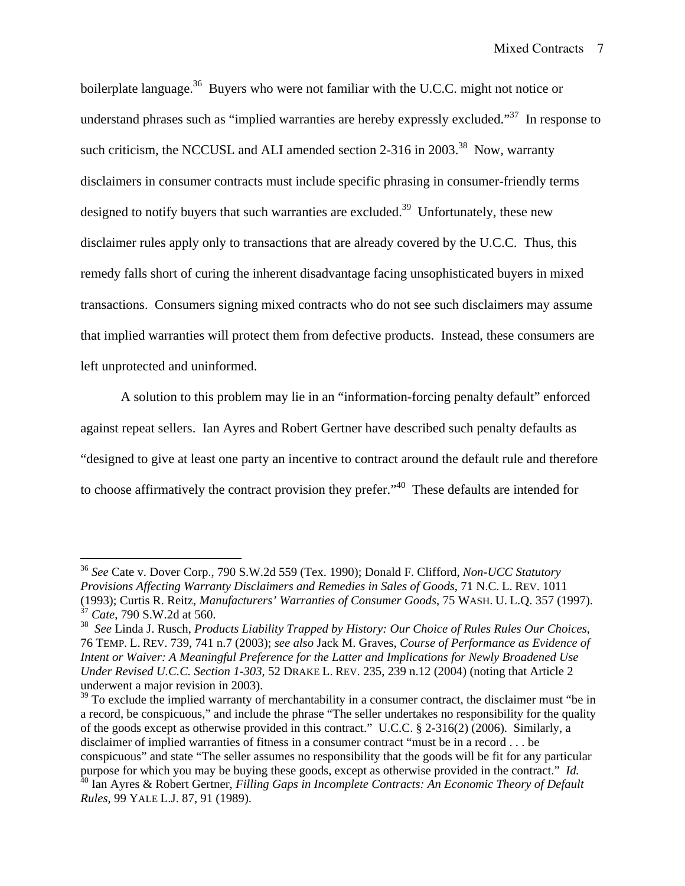boilerplate language.[36] Buyers who were not familiar with the U.C.C. might not notice or understand phrases such as "implied warranties are hereby expressly excluded."[37] In response to such criticism, the NCCUSL and ALI amended section 2-316 in 2003.[38] Now, warranty disclaimers in consumer contracts must include specific phrasing in consumer-friendly terms designed to notify buyers that such warranties are excluded.[39] Unfortunately, these new disclaimer rules apply only to transactions that are already covered by the U.C.C. Thus, this remedy falls short of curing the inherent disadvantage facing unsophisticated buyers in mixed transactions. Consumers signing mixed contracts who do not see such disclaimers may assume that implied warranties will protect them from defective products. Instead, these consumers are left unprotected and uninformed.

A solution to this problem may lie in an "information-forcing penalty default" enforced against repeat sellers. Ian Ayres and Robert Gertner have described such penalty defaults as "designed to give at least one party an incentive to contract around the default rule and therefore to choose affirmatively the contract provision they prefer."[40] These defaults are intended for

---

[36] *See* Cate v. Dover Corp., 790 S.W.2d 559 (Tex. 1990); Donald F. Clifford, *Non-UCC Statutory Provisions Affecting Warranty Disclaimers and Remedies in Sales of Goods*, 71 N.C. L. REV. 1011 (1993); Curtis R. Reitz, *Manufacturers' Warranties of Consumer Goods*, 75 WASH. U. L.Q. 357 (1997).

[37] *Cate*, 790 S.W.2d at 560.

[38] *See* Linda J. Rusch, *Products Liability Trapped by History: Our Choice of Rules Rules Our Choices*, 76 TEMP. L. REV. 739, 741 n.7 (2003); *see also* Jack M. Graves, *Course of Performance as Evidence of Intent or Waiver: A Meaningful Preference for the Latter and Implications for Newly Broadened Use Under Revised U.C.C. Section 1-303*, 52 DRAKE L. REV. 235, 239 n.12 (2004) (noting that Article 2 underwent a major revision in 2003).

[39] To exclude the implied warranty of merchantability in a consumer contract, the disclaimer must "be in a record, be conspicuous," and include the phrase "The seller undertakes no responsibility for the quality of the goods except as otherwise provided in this contract." U.C.C. § 2-316(2) (2006). Similarly, a disclaimer of implied warranties of fitness in a consumer contract "must be in a record . . . be conspicuous" and state "The seller assumes no responsibility that the goods will be fit for any particular purpose for which you may be buying these goods, except as otherwise provided in the contract." *Id.*

[40] Ian Ayres & Robert Gertner, *Filling Gaps in Incomplete Contracts: An Economic Theory of Default Rules*, 99 YALE L.J. 87, 91 (1989).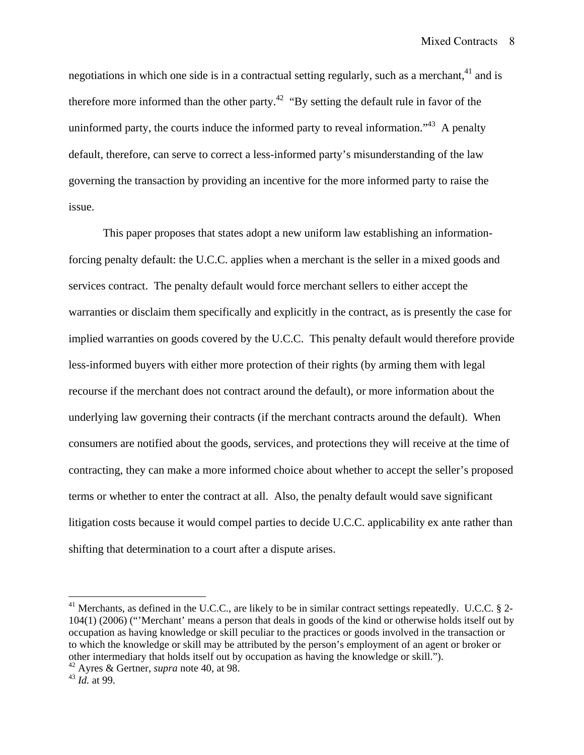negotiations in which one side is in a contractual setting regularly, such as a merchant,[41] and is therefore more informed than the other party.[42] "By setting the default rule in favor of the uninformed party, the courts induce the informed party to reveal information."[43] A penalty default, therefore, can serve to correct a less-informed party's misunderstanding of the law governing the transaction by providing an incentive for the more informed party to raise the issue.

This paper proposes that states adopt a new uniform law establishing an information-forcing penalty default: the U.C.C. applies when a merchant is the seller in a mixed goods and services contract. The penalty default would force merchant sellers to either accept the warranties or disclaim them specifically and explicitly in the contract, as is presently the case for implied warranties on goods covered by the U.C.C. This penalty default would therefore provide less-informed buyers with either more protection of their rights (by arming them with legal recourse if the merchant does not contract around the default), or more information about the underlying law governing their contracts (if the merchant contracts around the default). When consumers are notified about the goods, services, and protections they will receive at the time of contracting, they can make a more informed choice about whether to accept the seller's proposed terms or whether to enter the contract at all. Also, the penalty default would save significant litigation costs because it would compel parties to decide U.C.C. applicability ex ante rather than shifting that determination to a court after a dispute arises.

---

[41] Merchants, as defined in the U.C.C., are likely to be in similar contract settings repeatedly. U.C.C. § 2-104(1) (2006) ("'Merchant' means a person that deals in goods of the kind or otherwise holds itself out by occupation as having knowledge or skill peculiar to the practices or goods involved in the transaction or to which the knowledge or skill may be attributed by the person's employment of an agent or broker or other intermediary that holds itself out by occupation as having the knowledge or skill.").

[42] Ayres & Gertner, *supra* note 40, at 98.

[43] *Id.* at 99.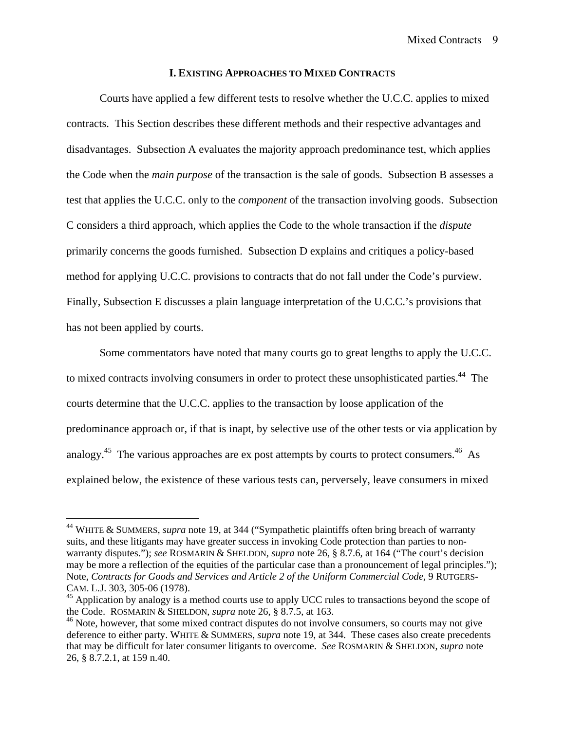## I. Existing Approaches to Mixed Contracts

Courts have applied a few different tests to resolve whether the U.C.C. applies to mixed contracts. This Section describes these different methods and their respective advantages and disadvantages. Subsection A evaluates the majority approach predominance test, which applies the Code when the *main purpose* of the transaction is the sale of goods. Subsection B assesses a test that applies the U.C.C. only to the *component* of the transaction involving goods. Subsection C considers a third approach, which applies the Code to the whole transaction if the *dispute* primarily concerns the goods furnished. Subsection D explains and critiques a policy-based method for applying U.C.C. provisions to contracts that do not fall under the Code's purview. Finally, Subsection E discusses a plain language interpretation of the U.C.C.'s provisions that has not been applied by courts.

Some commentators have noted that many courts go to great lengths to apply the U.C.C. to mixed contracts involving consumers in order to protect these unsophisticated parties.[44] The courts determine that the U.C.C. applies to the transaction by loose application of the predominance approach or, if that is inapt, by selective use of the other tests or via application by analogy.[45] The various approaches are ex post attempts by courts to protect consumers.[46] As explained below, the existence of these various tests can, perversely, leave consumers in mixed

---

[44] WHITE & SUMMERS, *supra* note 19, at 344 ("Sympathetic plaintiffs often bring breach of warranty suits, and these litigants may have greater success in invoking Code protection than parties to non-warranty disputes."); *see* ROSMARIN & SHELDON, *supra* note 26, § 8.7.6, at 164 ("The court's decision may be more a reflection of the equities of the particular case than a pronouncement of legal principles."); Note, *Contracts for Goods and Services and Article 2 of the Uniform Commercial Code*, 9 RUTGERS-CAM. L.J. 303, 305-06 (1978).

[45] Application by analogy is a method courts use to apply UCC rules to transactions beyond the scope of the Code. ROSMARIN & SHELDON, *supra* note 26, § 8.7.5, at 163.

[46] Note, however, that some mixed contract disputes do not involve consumers, so courts may not give deference to either party. WHITE & SUMMERS, *supra* note 19, at 344. These cases also create precedents that may be difficult for later consumer litigants to overcome. *See* ROSMARIN & SHELDON, *supra* note 26, § 8.7.2.1, at 159 n.40.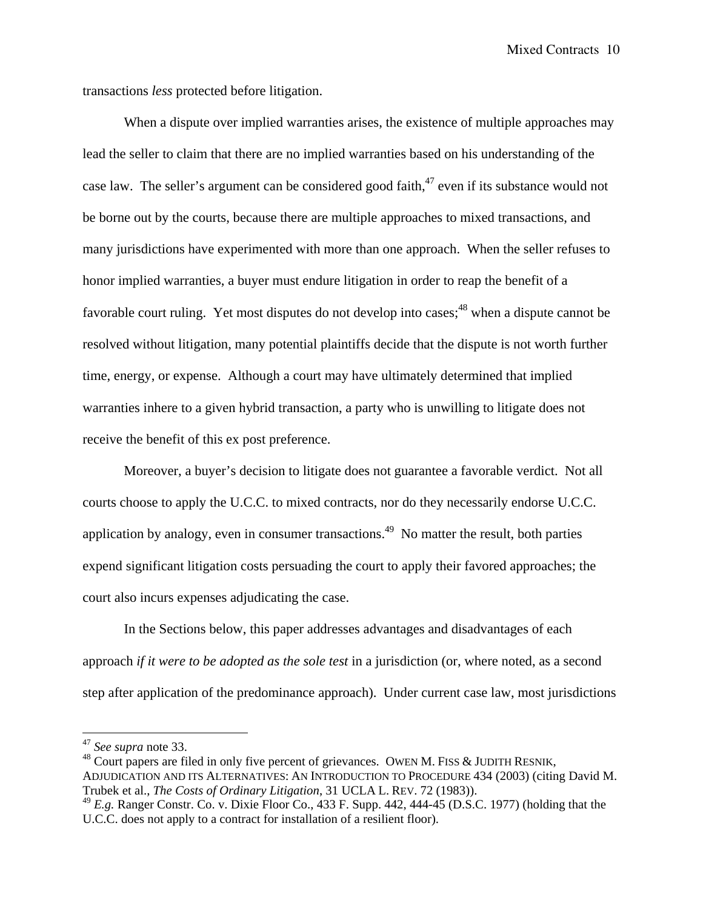transactions *less* protected before litigation.

When a dispute over implied warranties arises, the existence of multiple approaches may lead the seller to claim that there are no implied warranties based on his understanding of the case law. The seller's argument can be considered good faith,[47] even if its substance would not be borne out by the courts, because there are multiple approaches to mixed transactions, and many jurisdictions have experimented with more than one approach. When the seller refuses to honor implied warranties, a buyer must endure litigation in order to reap the benefit of a favorable court ruling. Yet most disputes do not develop into cases;[48] when a dispute cannot be resolved without litigation, many potential plaintiffs decide that the dispute is not worth further time, energy, or expense. Although a court may have ultimately determined that implied warranties inhere to a given hybrid transaction, a party who is unwilling to litigate does not receive the benefit of this ex post preference.

Moreover, a buyer's decision to litigate does not guarantee a favorable verdict. Not all courts choose to apply the U.C.C. to mixed contracts, nor do they necessarily endorse U.C.C. application by analogy, even in consumer transactions.[49] No matter the result, both parties expend significant litigation costs persuading the court to apply their favored approaches; the court also incurs expenses adjudicating the case.

In the Sections below, this paper addresses advantages and disadvantages of each approach *if it were to be adopted as the sole test* in a jurisdiction (or, where noted, as a second step after application of the predominance approach). Under current case law, most jurisdictions

---

[47] *See supra* note 33.

[48] Court papers are filed in only five percent of grievances. OWEN M. FISS & JUDITH RESNIK, ADJUDICATION AND ITS ALTERNATIVES: AN INTRODUCTION TO PROCEDURE 434 (2003) (citing David M. Trubek et al., *The Costs of Ordinary Litigation*, 31 UCLA L. REV. 72 (1983)).

[49] *E.g.* Ranger Constr. Co. v. Dixie Floor Co., 433 F. Supp. 442, 444-45 (D.S.C. 1977) (holding that the U.C.C. does not apply to a contract for installation of a resilient floor).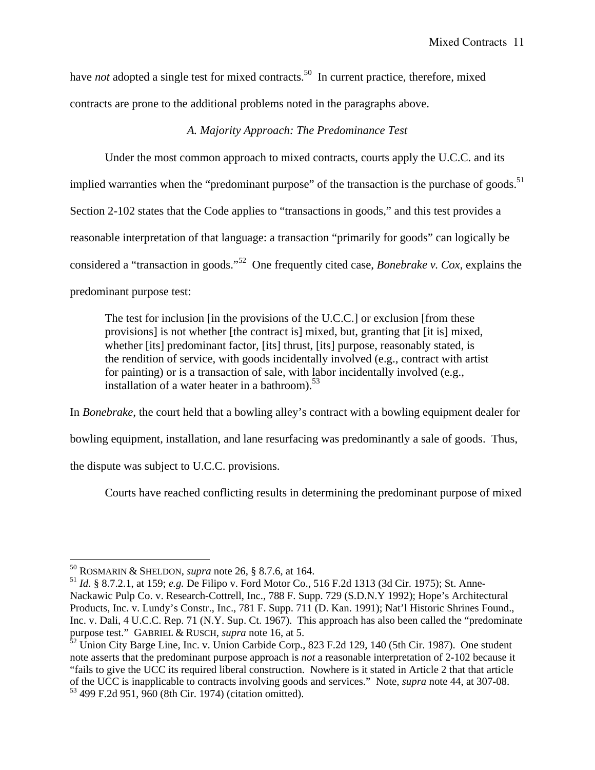have *not* adopted a single test for mixed contracts.[50] In current practice, therefore, mixed contracts are prone to the additional problems noted in the paragraphs above.

### *A. Majority Approach: The Predominance Test*

Under the most common approach to mixed contracts, courts apply the U.C.C. and its implied warranties when the "predominant purpose" of the transaction is the purchase of goods.[51] Section 2-102 states that the Code applies to "transactions in goods," and this test provides a reasonable interpretation of that language: a transaction "primarily for goods" can logically be considered a "transaction in goods."[52] One frequently cited case, *Bonebrake v. Cox*, explains the predominant purpose test:

> The test for inclusion [in the provisions of the U.C.C.] or exclusion [from these provisions] is not whether [the contract is] mixed, but, granting that [it is] mixed, whether [its] predominant factor, [its] thrust, [its] purpose, reasonably stated, is the rendition of service, with goods incidentally involved (e.g., contract with artist for painting) or is a transaction of sale, with labor incidentally involved (e.g., installation of a water heater in a bathroom).[53]

In *Bonebrake*, the court held that a bowling alley's contract with a bowling equipment dealer for bowling equipment, installation, and lane resurfacing was predominantly a sale of goods. Thus, the dispute was subject to U.C.C. provisions.

Courts have reached conflicting results in determining the predominant purpose of mixed

---

[50] ROSMARIN & SHELDON, *supra* note 26, § 8.7.6, at 164.

[51] *Id.* § 8.7.2.1, at 159; *e.g.* De Filipo v. Ford Motor Co., 516 F.2d 1313 (3d Cir. 1975); St. Anne-Nackawic Pulp Co. v. Research-Cottrell, Inc., 788 F. Supp. 729 (S.D.N.Y 1992); Hope's Architectural Products, Inc. v. Lundy's Constr., Inc., 781 F. Supp. 711 (D. Kan. 1991); Nat'l Historic Shrines Found., Inc. v. Dali, 4 U.C.C. Rep. 71 (N.Y. Sup. Ct. 1967). This approach has also been called the "predominate purpose test." GABRIEL & RUSCH, *supra* note 16, at 5.

[52] Union City Barge Line, Inc. v. Union Carbide Corp., 823 F.2d 129, 140 (5th Cir. 1987). One student note asserts that the predominant purpose approach is *not* a reasonable interpretation of 2-102 because it "fails to give the UCC its required liberal construction. Nowhere is it stated in Article 2 that that article of the UCC is inapplicable to contracts involving goods and services." Note, *supra* note 44, at 307-08.

[53] 499 F.2d 951, 960 (8th Cir. 1974) (citation omitted).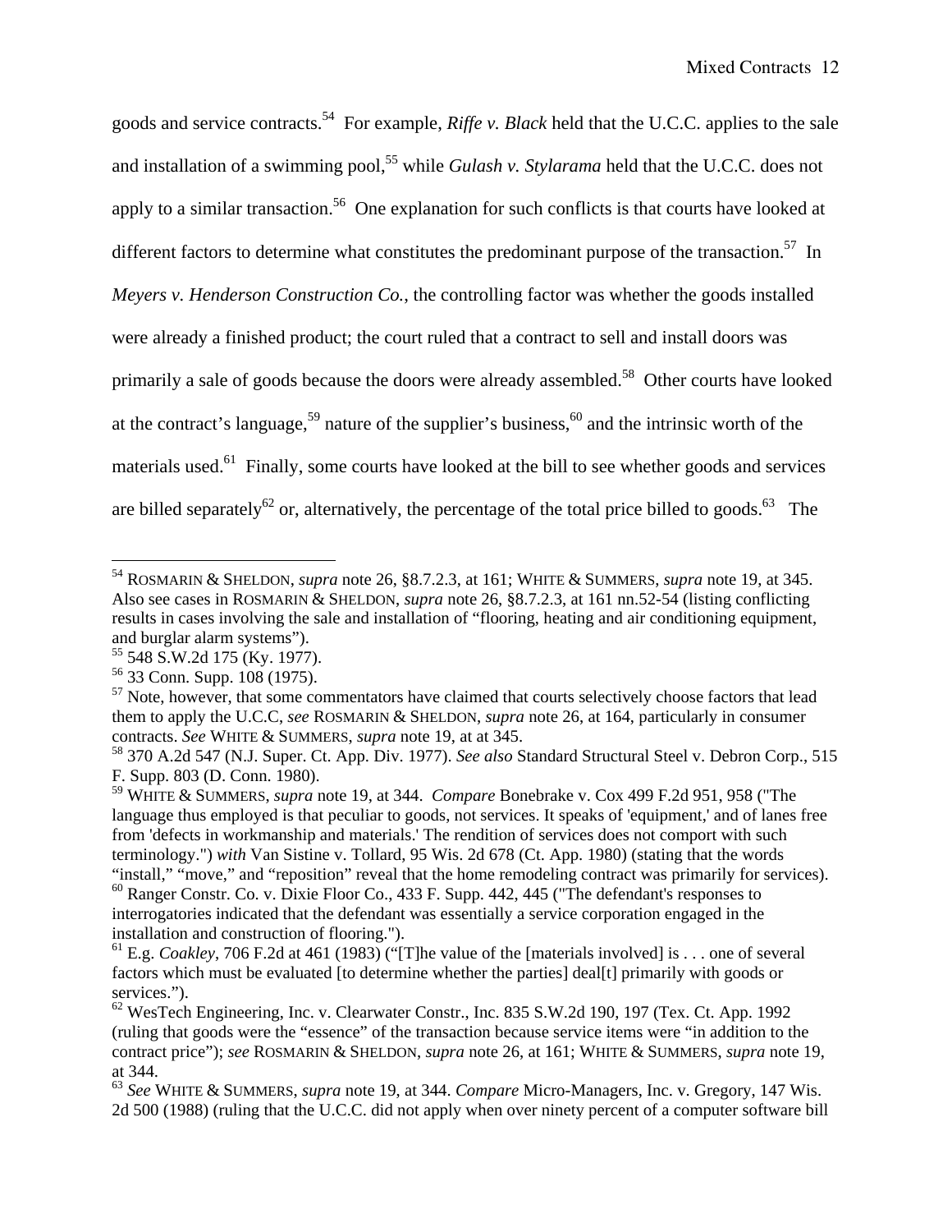goods and service contracts.[54] For example, *Riffe v. Black* held that the U.C.C. applies to the sale and installation of a swimming pool,[55] while *Gulash v. Stylarama* held that the U.C.C. does not apply to a similar transaction.[56] One explanation for such conflicts is that courts have looked at different factors to determine what constitutes the predominant purpose of the transaction.[57] In *Meyers v. Henderson Construction Co.*, the controlling factor was whether the goods installed were already a finished product; the court ruled that a contract to sell and install doors was primarily a sale of goods because the doors were already assembled.[58] Other courts have looked at the contract's language,[59] nature of the supplier's business,[60] and the intrinsic worth of the materials used.[61] Finally, some courts have looked at the bill to see whether goods and services are billed separately[62] or, alternatively, the percentage of the total price billed to goods.[63] The

---

[54] ROSMARIN & SHELDON, *supra* note 26, §8.7.2.3, at 161; WHITE & SUMMERS, *supra* note 19, at 345. Also see cases in ROSMARIN & SHELDON, *supra* note 26, §8.7.2.3, at 161 nn.52-54 (listing conflicting results in cases involving the sale and installation of "flooring, heating and air conditioning equipment, and burglar alarm systems").

[55] 548 S.W.2d 175 (Ky. 1977).

[56] 33 Conn. Supp. 108 (1975).

[57] Note, however, that some commentators have claimed that courts selectively choose factors that lead them to apply the U.C.C, *see* ROSMARIN & SHELDON, *supra* note 26, at 164, particularly in consumer contracts. *See* WHITE & SUMMERS, *supra* note 19, at at 345.

[58] 370 A.2d 547 (N.J. Super. Ct. App. Div. 1977). *See also* Standard Structural Steel v. Debron Corp., 515 F. Supp. 803 (D. Conn. 1980).

[59] WHITE & SUMMERS, *supra* note 19, at 344. *Compare* Bonebrake v. Cox 499 F.2d 951, 958 ("The language thus employed is that peculiar to goods, not services. It speaks of 'equipment,' and of lanes free from 'defects in workmanship and materials.' The rendition of services does not comport with such terminology.") *with* Van Sistine v. Tollard, 95 Wis. 2d 678 (Ct. App. 1980) (stating that the words "install," "move," and "reposition" reveal that the home remodeling contract was primarily for services).

[60] Ranger Constr. Co. v. Dixie Floor Co., 433 F. Supp. 442, 445 ("The defendant's responses to interrogatories indicated that the defendant was essentially a service corporation engaged in the installation and construction of flooring.").

[61] E.g. *Coakley*, 706 F.2d at 461 (1983) ("[T]he value of the [materials involved] is . . . one of several factors which must be evaluated [to determine whether the parties] deal[t] primarily with goods or services.").

[62] WesTech Engineering, Inc. v. Clearwater Constr., Inc. 835 S.W.2d 190, 197 (Tex. Ct. App. 1992 (ruling that goods were the "essence" of the transaction because service items were "in addition to the contract price"); *see* ROSMARIN & SHELDON, *supra* note 26, at 161; WHITE & SUMMERS, *supra* note 19, at 344.

[63] *See* WHITE & SUMMERS, *supra* note 19, at 344. *Compare* Micro-Managers, Inc. v. Gregory, 147 Wis. 2d 500 (1988) (ruling that the U.C.C. did not apply when over ninety percent of a computer software bill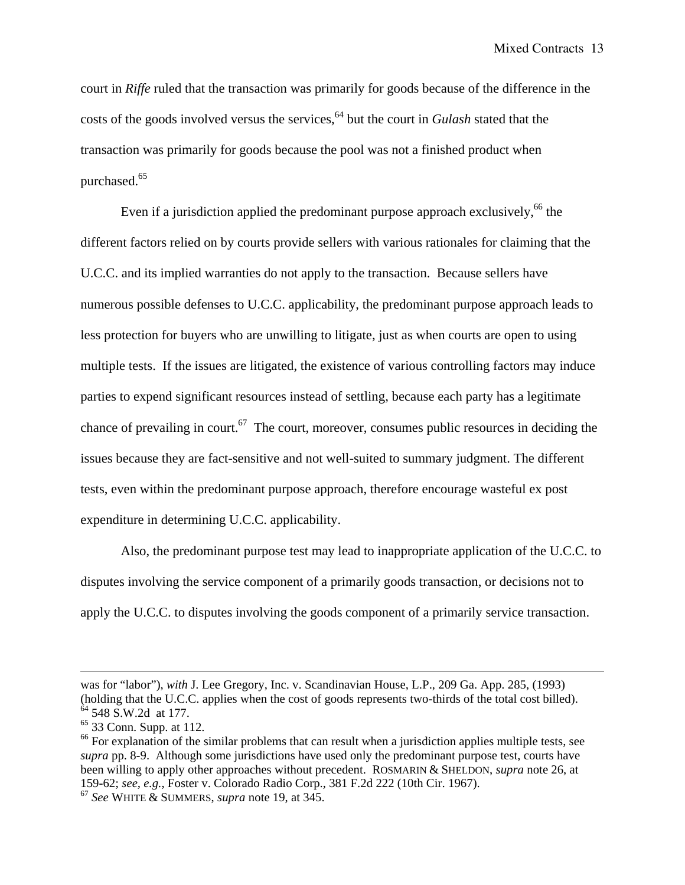court in *Riffe* ruled that the transaction was primarily for goods because of the difference in the costs of the goods involved versus the services,[64] but the court in *Gulash* stated that the transaction was primarily for goods because the pool was not a finished product when purchased.[65]

Even if a jurisdiction applied the predominant purpose approach exclusively,[66] the different factors relied on by courts provide sellers with various rationales for claiming that the U.C.C. and its implied warranties do not apply to the transaction. Because sellers have numerous possible defenses to U.C.C. applicability, the predominant purpose approach leads to less protection for buyers who are unwilling to litigate, just as when courts are open to using multiple tests. If the issues are litigated, the existence of various controlling factors may induce parties to expend significant resources instead of settling, because each party has a legitimate chance of prevailing in court.[67] The court, moreover, consumes public resources in deciding the issues because they are fact-sensitive and not well-suited to summary judgment. The different tests, even within the predominant purpose approach, therefore encourage wasteful ex post expenditure in determining U.C.C. applicability.

Also, the predominant purpose test may lead to inappropriate application of the U.C.C. to disputes involving the service component of a primarily goods transaction, or decisions not to apply the U.C.C. to disputes involving the goods component of a primarily service transaction.

---

was for "labor"), *with* J. Lee Gregory, Inc. v. Scandinavian House, L.P., 209 Ga. App. 285, (1993) (holding that the U.C.C. applies when the cost of goods represents two-thirds of the total cost billed).

[64] 548 S.W.2d at 177.

[65] 33 Conn. Supp. at 112.

[66] For explanation of the similar problems that can result when a jurisdiction applies multiple tests, see *supra* pp. 8-9. Although some jurisdictions have used only the predominant purpose test, courts have been willing to apply other approaches without precedent. ROSMARIN & SHELDON, *supra* note 26, at 159-62; *see, e.g.*, Foster v. Colorado Radio Corp., 381 F.2d 222 (10th Cir. 1967).

[67] *See* WHITE & SUMMERS, *supra* note 19, at 345.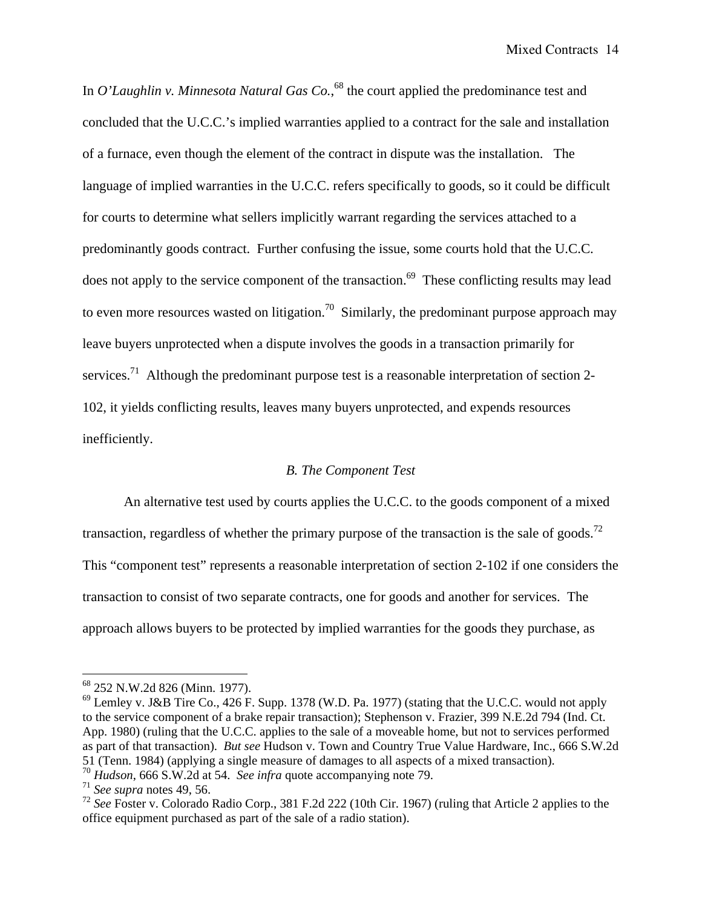In *O'Laughlin v. Minnesota Natural Gas Co.*,[68] the court applied the predominance test and concluded that the U.C.C.'s implied warranties applied to a contract for the sale and installation of a furnace, even though the element of the contract in dispute was the installation. The language of implied warranties in the U.C.C. refers specifically to goods, so it could be difficult for courts to determine what sellers implicitly warrant regarding the services attached to a predominantly goods contract. Further confusing the issue, some courts hold that the U.C.C. does not apply to the service component of the transaction.[69] These conflicting results may lead to even more resources wasted on litigation.[70] Similarly, the predominant purpose approach may leave buyers unprotected when a dispute involves the goods in a transaction primarily for services.[71] Although the predominant purpose test is a reasonable interpretation of section 2-102, it yields conflicting results, leaves many buyers unprotected, and expends resources inefficiently.

### *B. The Component Test*

An alternative test used by courts applies the U.C.C. to the goods component of a mixed transaction, regardless of whether the primary purpose of the transaction is the sale of goods.[72] This "component test" represents a reasonable interpretation of section 2-102 if one considers the transaction to consist of two separate contracts, one for goods and another for services. The approach allows buyers to be protected by implied warranties for the goods they purchase, as

---

[68] 252 N.W.2d 826 (Minn. 1977).

[69] Lemley v. J&B Tire Co., 426 F. Supp. 1378 (W.D. Pa. 1977) (stating that the U.C.C. would not apply to the service component of a brake repair transaction); Stephenson v. Frazier, 399 N.E.2d 794 (Ind. Ct. App. 1980) (ruling that the U.C.C. applies to the sale of a moveable home, but not to services performed as part of that transaction). *But see* Hudson v. Town and Country True Value Hardware, Inc., 666 S.W.2d 51 (Tenn. 1984) (applying a single measure of damages to all aspects of a mixed transaction).

[70] *Hudson*, 666 S.W.2d at 54. *See infra* quote accompanying note 79.

[71] *See supra* notes 49, 56.

[72] *See* Foster v. Colorado Radio Corp., 381 F.2d 222 (10th Cir. 1967) (ruling that Article 2 applies to the office equipment purchased as part of the sale of a radio station).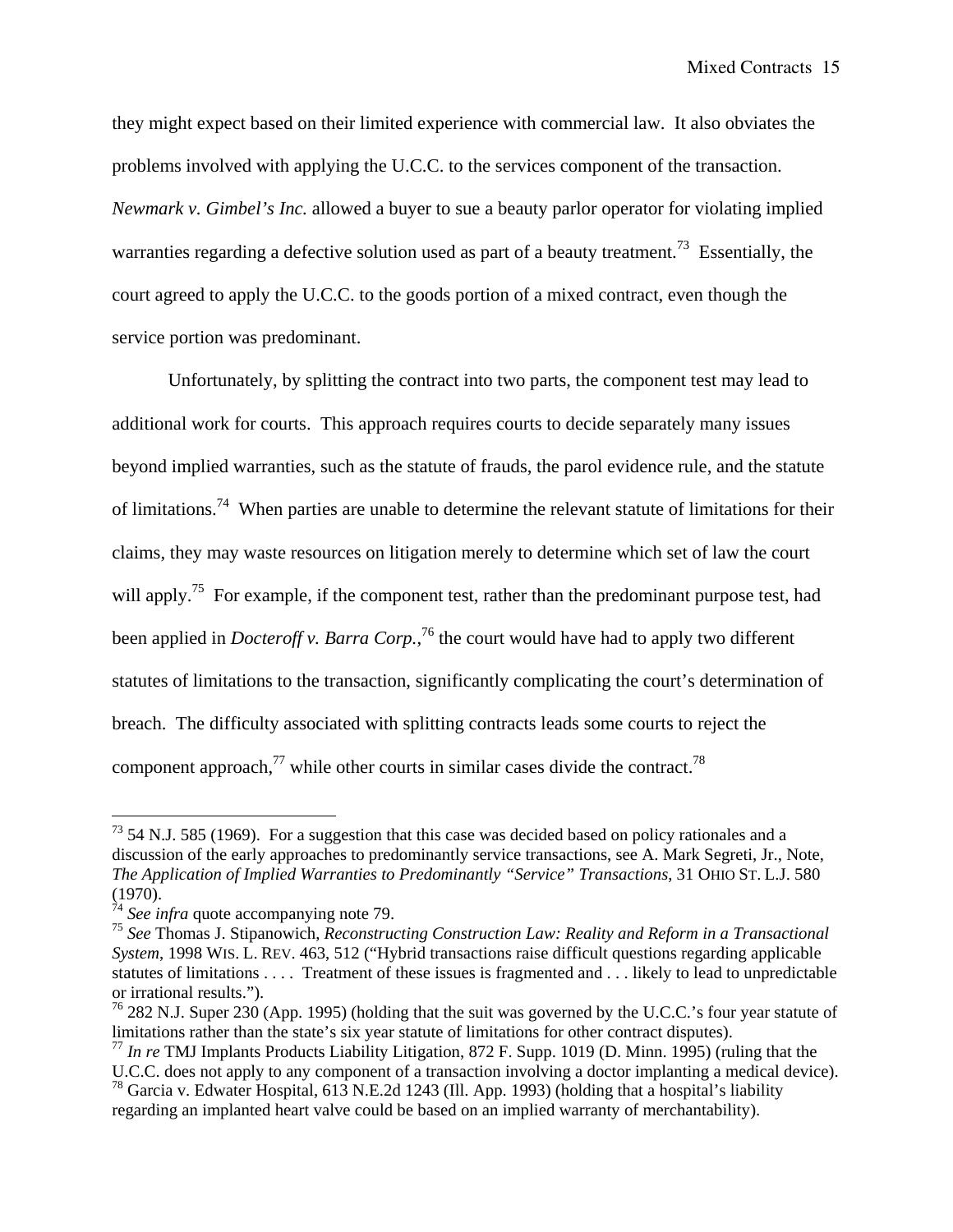they might expect based on their limited experience with commercial law. It also obviates the problems involved with applying the U.C.C. to the services component of the transaction. *Newmark v. Gimbel's Inc.* allowed a buyer to sue a beauty parlor operator for violating implied warranties regarding a defective solution used as part of a beauty treatment.[73] Essentially, the court agreed to apply the U.C.C. to the goods portion of a mixed contract, even though the service portion was predominant.

Unfortunately, by splitting the contract into two parts, the component test may lead to additional work for courts. This approach requires courts to decide separately many issues beyond implied warranties, such as the statute of frauds, the parol evidence rule, and the statute of limitations.[74] When parties are unable to determine the relevant statute of limitations for their claims, they may waste resources on litigation merely to determine which set of law the court will apply.[75] For example, if the component test, rather than the predominant purpose test, had been applied in *Docteroff v. Barra Corp.*,[76] the court would have had to apply two different statutes of limitations to the transaction, significantly complicating the court's determination of breach. The difficulty associated with splitting contracts leads some courts to reject the component approach,[77] while other courts in similar cases divide the contract.[78]

---

[73] 54 N.J. 585 (1969). For a suggestion that this case was decided based on policy rationales and a discussion of the early approaches to predominantly service transactions, see A. Mark Segreti, Jr., Note, *The Application of Implied Warranties to Predominantly "Service" Transactions*, 31 OHIO ST. L.J. 580 (1970).

[74] *See infra* quote accompanying note 79.

[75] *See* Thomas J. Stipanowich, *Reconstructing Construction Law: Reality and Reform in a Transactional System*, 1998 WIS. L. REV. 463, 512 ("Hybrid transactions raise difficult questions regarding applicable statutes of limitations . . . . Treatment of these issues is fragmented and . . . likely to lead to unpredictable or irrational results.").

[76] 282 N.J. Super 230 (App. 1995) (holding that the suit was governed by the U.C.C.'s four year statute of limitations rather than the state's six year statute of limitations for other contract disputes).

[77] *In re* TMJ Implants Products Liability Litigation, 872 F. Supp. 1019 (D. Minn. 1995) (ruling that the U.C.C. does not apply to any component of a transaction involving a doctor implanting a medical device).

[78] Garcia v. Edwater Hospital, 613 N.E.2d 1243 (Ill. App. 1993) (holding that a hospital's liability regarding an implanted heart valve could be based on an implied warranty of merchantability).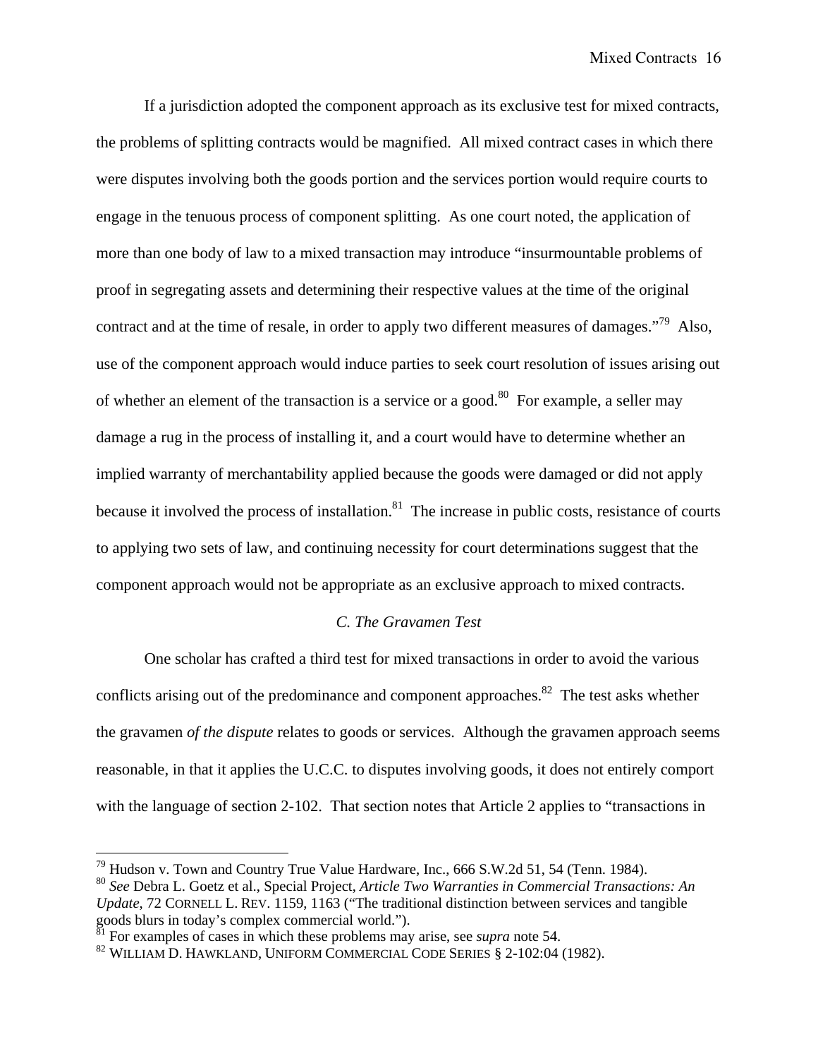If a jurisdiction adopted the component approach as its exclusive test for mixed contracts, the problems of splitting contracts would be magnified. All mixed contract cases in which there were disputes involving both the goods portion and the services portion would require courts to engage in the tenuous process of component splitting. As one court noted, the application of more than one body of law to a mixed transaction may introduce "insurmountable problems of proof in segregating assets and determining their respective values at the time of the original contract and at the time of resale, in order to apply two different measures of damages."[79] Also, use of the component approach would induce parties to seek court resolution of issues arising out of whether an element of the transaction is a service or a good.[80] For example, a seller may damage a rug in the process of installing it, and a court would have to determine whether an implied warranty of merchantability applied because the goods were damaged or did not apply because it involved the process of installation.[81] The increase in public costs, resistance of courts to applying two sets of law, and continuing necessity for court determinations suggest that the component approach would not be appropriate as an exclusive approach to mixed contracts.

### *C. The Gravamen Test*

One scholar has crafted a third test for mixed transactions in order to avoid the various conflicts arising out of the predominance and component approaches.[82] The test asks whether the gravamen *of the dispute* relates to goods or services. Although the gravamen approach seems reasonable, in that it applies the U.C.C. to disputes involving goods, it does not entirely comport with the language of section 2-102. That section notes that Article 2 applies to "transactions in

---

[79] Hudson v. Town and Country True Value Hardware, Inc., 666 S.W.2d 51, 54 (Tenn. 1984).

[80] *See* Debra L. Goetz et al., Special Project, *Article Two Warranties in Commercial Transactions: An Update*, 72 CORNELL L. REV. 1159, 1163 ("The traditional distinction between services and tangible goods blurs in today's complex commercial world.").

[81] For examples of cases in which these problems may arise, see *supra* note 54.

[82] WILLIAM D. HAWKLAND, UNIFORM COMMERCIAL CODE SERIES § 2-102:04 (1982).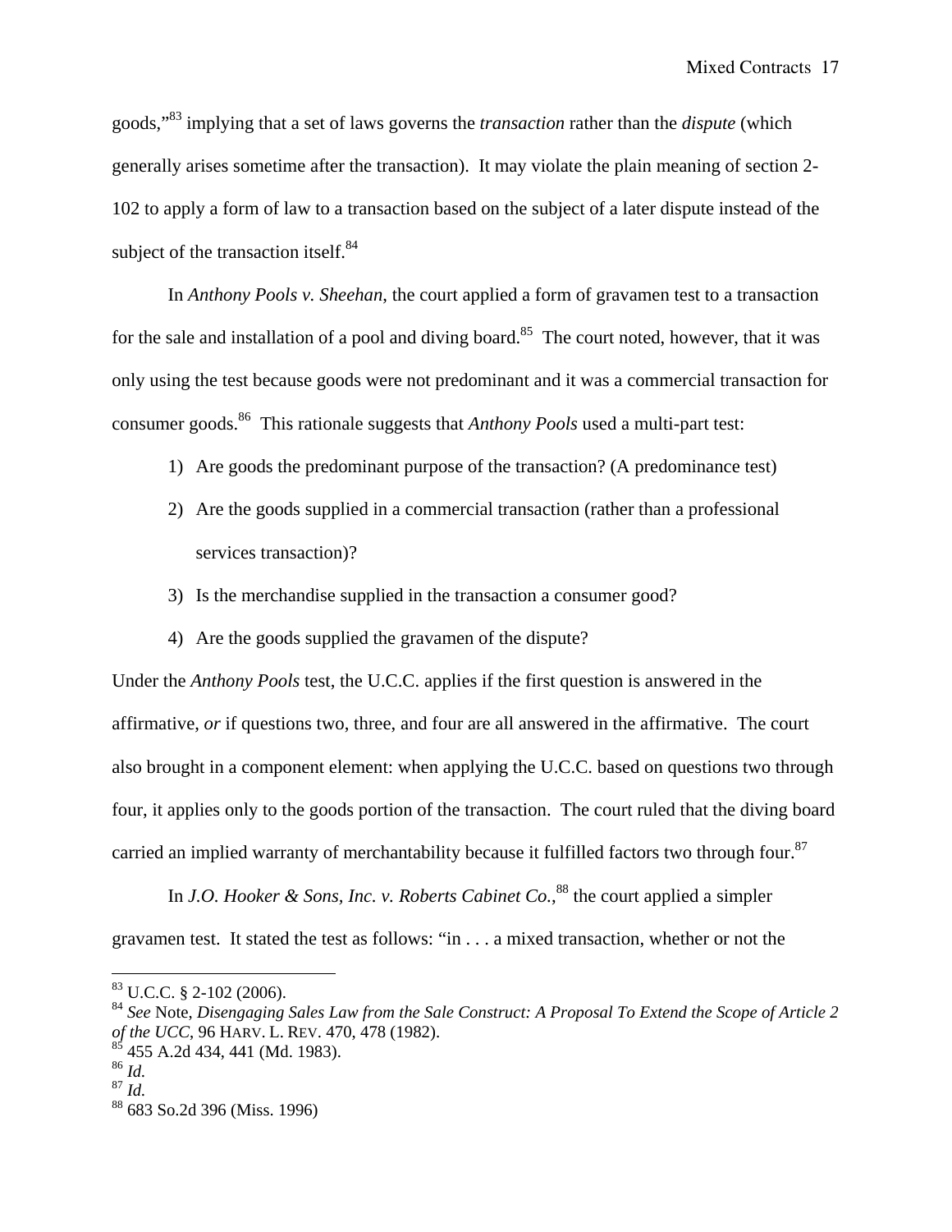goods,"[83] implying that a set of laws governs the *transaction* rather than the *dispute* (which generally arises sometime after the transaction). It may violate the plain meaning of section 2-102 to apply a form of law to a transaction based on the subject of a later dispute instead of the subject of the transaction itself.[84]

In *Anthony Pools v. Sheehan*, the court applied a form of gravamen test to a transaction for the sale and installation of a pool and diving board.[85] The court noted, however, that it was only using the test because goods were not predominant and it was a commercial transaction for consumer goods.[86] This rationale suggests that *Anthony Pools* used a multi-part test:

1) Are goods the predominant purpose of the transaction? (A predominance test)
2) Are the goods supplied in a commercial transaction (rather than a professional services transaction)?
3) Is the merchandise supplied in the transaction a consumer good?
4) Are the goods supplied the gravamen of the dispute?

Under the *Anthony Pools* test, the U.C.C. applies if the first question is answered in the affirmative, *or* if questions two, three, and four are all answered in the affirmative. The court also brought in a component element: when applying the U.C.C. based on questions two through four, it applies only to the goods portion of the transaction. The court ruled that the diving board carried an implied warranty of merchantability because it fulfilled factors two through four.[87]

In *J.O. Hooker & Sons, Inc. v. Roberts Cabinet Co.*,[88] the court applied a simpler gravamen test. It stated the test as follows: "in . . . a mixed transaction, whether or not the

---

[83] U.C.C. § 2-102 (2006).

[84] *See* Note, *Disengaging Sales Law from the Sale Construct: A Proposal To Extend the Scope of Article 2 of the UCC*, 96 HARV. L. REV. 470, 478 (1982).

[85] 455 A.2d 434, 441 (Md. 1983).

[86] *Id.*

[87] *Id.*

[88] 683 So.2d 396 (Miss. 1996)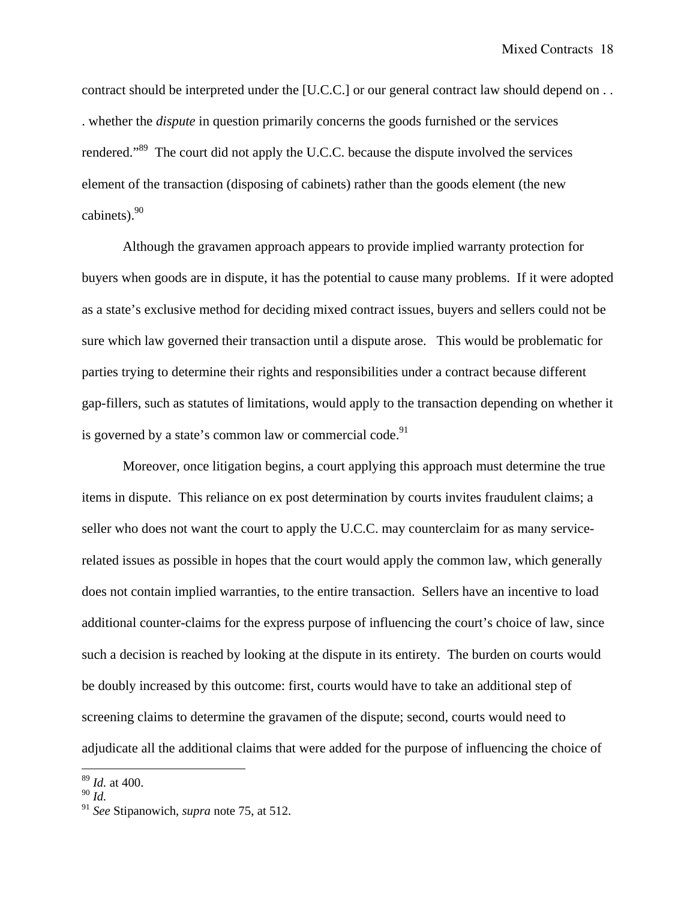contract should be interpreted under the [U.C.C.] or our general contract law should depend on . . . whether the *dispute* in question primarily concerns the goods furnished or the services rendered."[89] The court did not apply the U.C.C. because the dispute involved the services element of the transaction (disposing of cabinets) rather than the goods element (the new cabinets).[90]

Although the gravamen approach appears to provide implied warranty protection for buyers when goods are in dispute, it has the potential to cause many problems. If it were adopted as a state's exclusive method for deciding mixed contract issues, buyers and sellers could not be sure which law governed their transaction until a dispute arose. This would be problematic for parties trying to determine their rights and responsibilities under a contract because different gap-fillers, such as statutes of limitations, would apply to the transaction depending on whether it is governed by a state's common law or commercial code.[91]

Moreover, once litigation begins, a court applying this approach must determine the true items in dispute. This reliance on ex post determination by courts invites fraudulent claims; a seller who does not want the court to apply the U.C.C. may counterclaim for as many service-related issues as possible in hopes that the court would apply the common law, which generally does not contain implied warranties, to the entire transaction. Sellers have an incentive to load additional counter-claims for the express purpose of influencing the court's choice of law, since such a decision is reached by looking at the dispute in its entirety. The burden on courts would be doubly increased by this outcome: first, courts would have to take an additional step of screening claims to determine the gravamen of the dispute; second, courts would need to adjudicate all the additional claims that were added for the purpose of influencing the choice of

---

[89] *Id.* at 400.

[90] *Id.*

[91] *See* Stipanowich, *supra* note 75, at 512.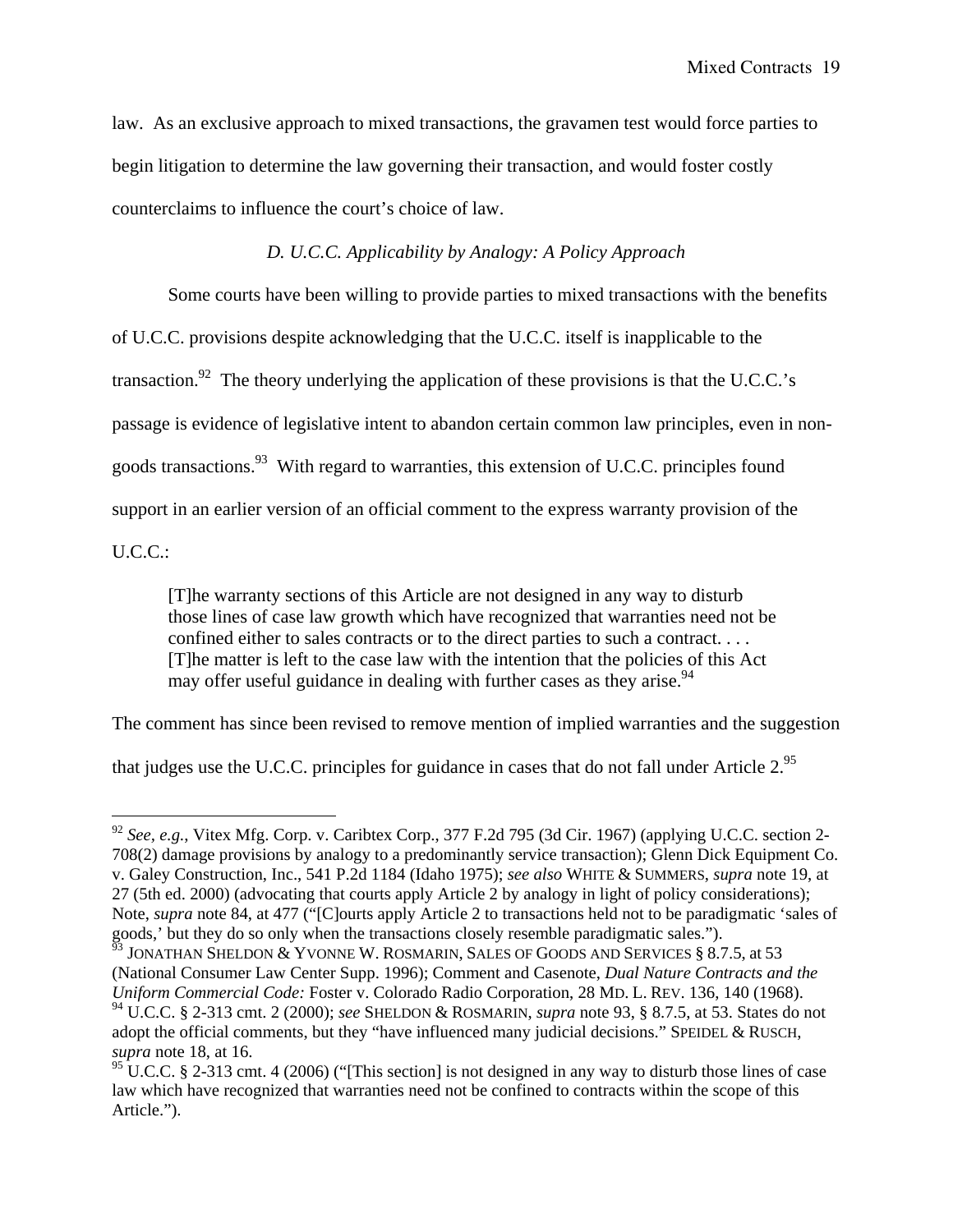law. As an exclusive approach to mixed transactions, the gravamen test would force parties to begin litigation to determine the law governing their transaction, and would foster costly counterclaims to influence the court's choice of law.

### *D. U.C.C. Applicability by Analogy: A Policy Approach*

Some courts have been willing to provide parties to mixed transactions with the benefits of U.C.C. provisions despite acknowledging that the U.C.C. itself is inapplicable to the transaction.[92] The theory underlying the application of these provisions is that the U.C.C.'s passage is evidence of legislative intent to abandon certain common law principles, even in non-goods transactions.[93] With regard to warranties, this extension of U.C.C. principles found support in an earlier version of an official comment to the express warranty provision of the U.C.C.:

> [T]he warranty sections of this Article are not designed in any way to disturb those lines of case law growth which have recognized that warranties need not be confined either to sales contracts or to the direct parties to such a contract. . . . [T]he matter is left to the case law with the intention that the policies of this Act may offer useful guidance in dealing with further cases as they arise.[94]

The comment has since been revised to remove mention of implied warranties and the suggestion that judges use the U.C.C. principles for guidance in cases that do not fall under Article 2.[95]

---

[92] *See, e.g.*, Vitex Mfg. Corp. v. Caribtex Corp., 377 F.2d 795 (3d Cir. 1967) (applying U.C.C. section 2-708(2) damage provisions by analogy to a predominantly service transaction); Glenn Dick Equipment Co. v. Galey Construction, Inc., 541 P.2d 1184 (Idaho 1975); *see also* WHITE & SUMMERS, *supra* note 19, at 27 (5th ed. 2000) (advocating that courts apply Article 2 by analogy in light of policy considerations); Note, *supra* note 84, at 477 ("[C]ourts apply Article 2 to transactions held not to be paradigmatic 'sales of goods,' but they do so only when the transactions closely resemble paradigmatic sales.").

[93] JONATHAN SHELDON & YVONNE W. ROSMARIN, SALES OF GOODS AND SERVICES § 8.7.5, at 53 (National Consumer Law Center Supp. 1996); Comment and Casenote, *Dual Nature Contracts and the Uniform Commercial Code:* Foster v. Colorado Radio Corporation, 28 MD. L. REV. 136, 140 (1968).

[94] U.C.C. § 2-313 cmt. 2 (2000); *see* SHELDON & ROSMARIN, *supra* note 93, § 8.7.5, at 53. States do not adopt the official comments, but they "have influenced many judicial decisions." SPEIDEL & RUSCH, *supra* note 18, at 16.

[95] U.C.C. § 2-313 cmt. 4 (2006) ("[This section] is not designed in any way to disturb those lines of case law which have recognized that warranties need not be confined to contracts within the scope of this Article.").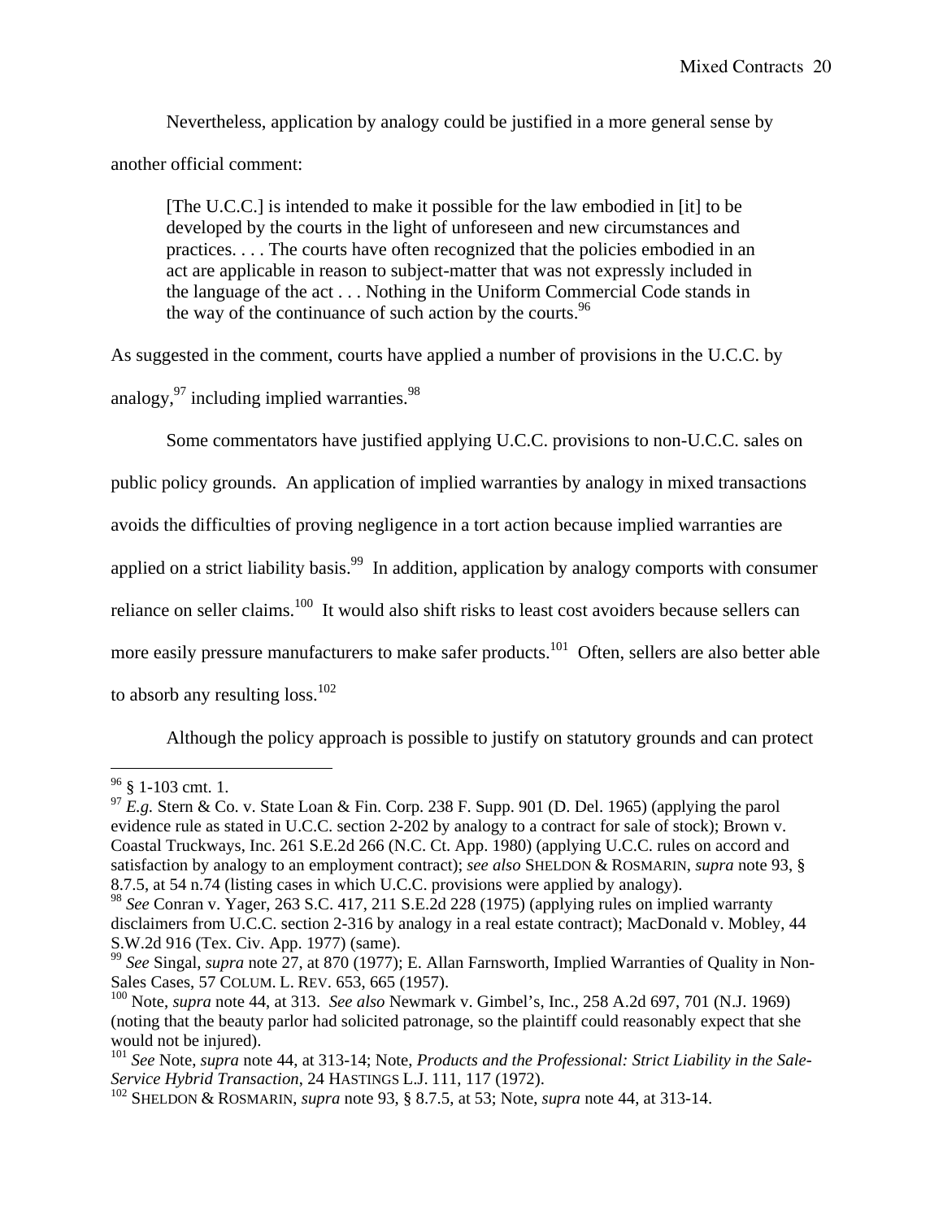Nevertheless, application by analogy could be justified in a more general sense by another official comment:

> [The U.C.C.] is intended to make it possible for the law embodied in [it] to be developed by the courts in the light of unforeseen and new circumstances and practices. . . . The courts have often recognized that the policies embodied in an act are applicable in reason to subject-matter that was not expressly included in the language of the act . . . Nothing in the Uniform Commercial Code stands in the way of the continuance of such action by the courts.[96]

As suggested in the comment, courts have applied a number of provisions in the U.C.C. by analogy,[97] including implied warranties.[98]

Some commentators have justified applying U.C.C. provisions to non-U.C.C. sales on public policy grounds. An application of implied warranties by analogy in mixed transactions avoids the difficulties of proving negligence in a tort action because implied warranties are applied on a strict liability basis.[99] In addition, application by analogy comports with consumer reliance on seller claims.[100] It would also shift risks to least cost avoiders because sellers can more easily pressure manufacturers to make safer products.[101] Often, sellers are also better able to absorb any resulting loss.[102]

Although the policy approach is possible to justify on statutory grounds and can protect

---

[96] § 1-103 cmt. 1.

[97] *E.g.* Stern & Co. v. State Loan & Fin. Corp. 238 F. Supp. 901 (D. Del. 1965) (applying the parol evidence rule as stated in U.C.C. section 2-202 by analogy to a contract for sale of stock); Brown v. Coastal Truckways, Inc. 261 S.E.2d 266 (N.C. Ct. App. 1980) (applying U.C.C. rules on accord and satisfaction by analogy to an employment contract); *see also* SHELDON & ROSMARIN, *supra* note 93, § 8.7.5, at 54 n.74 (listing cases in which U.C.C. provisions were applied by analogy).

[98] *See* Conran v. Yager, 263 S.C. 417, 211 S.E.2d 228 (1975) (applying rules on implied warranty disclaimers from U.C.C. section 2-316 by analogy in a real estate contract); MacDonald v. Mobley, 44 S.W.2d 916 (Tex. Civ. App. 1977) (same).

[99] *See* Singal, *supra* note 27, at 870 (1977); E. Allan Farnsworth, Implied Warranties of Quality in Non-Sales Cases, 57 COLUM. L. REV. 653, 665 (1957).

[100] Note, *supra* note 44, at 313. *See also* Newmark v. Gimbel's, Inc., 258 A.2d 697, 701 (N.J. 1969) (noting that the beauty parlor had solicited patronage, so the plaintiff could reasonably expect that she would not be injured).

[101] *See* Note, *supra* note 44, at 313-14; Note, *Products and the Professional: Strict Liability in the Sale-Service Hybrid Transaction*, 24 HASTINGS L.J. 111, 117 (1972).

[102] SHELDON & ROSMARIN, *supra* note 93, § 8.7.5, at 53; Note, *supra* note 44, at 313-14.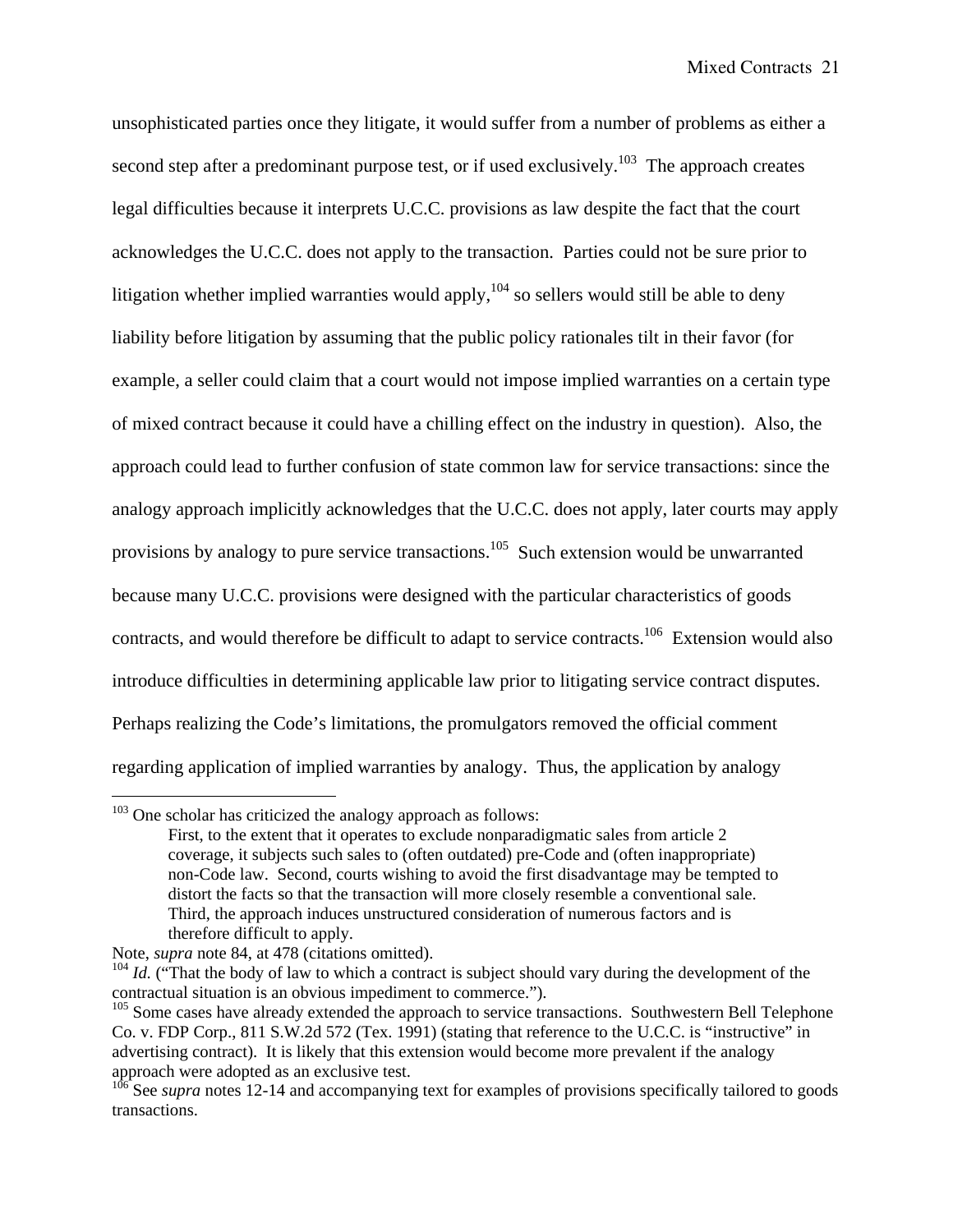unsophisticated parties once they litigate, it would suffer from a number of problems as either a second step after a predominant purpose test, or if used exclusively.[103] The approach creates legal difficulties because it interprets U.C.C. provisions as law despite the fact that the court acknowledges the U.C.C. does not apply to the transaction. Parties could not be sure prior to litigation whether implied warranties would apply,[104] so sellers would still be able to deny liability before litigation by assuming that the public policy rationales tilt in their favor (for example, a seller could claim that a court would not impose implied warranties on a certain type of mixed contract because it could have a chilling effect on the industry in question). Also, the approach could lead to further confusion of state common law for service transactions: since the analogy approach implicitly acknowledges that the U.C.C. does not apply, later courts may apply provisions by analogy to pure service transactions.[105] Such extension would be unwarranted because many U.C.C. provisions were designed with the particular characteristics of goods contracts, and would therefore be difficult to adapt to service contracts.[106] Extension would also introduce difficulties in determining applicable law prior to litigating service contract disputes. Perhaps realizing the Code's limitations, the promulgators removed the official comment regarding application of implied warranties by analogy. Thus, the application by analogy

---

[103] One scholar has criticized the analogy approach as follows:

> First, to the extent that it operates to exclude nonparadigmatic sales from article 2 coverage, it subjects such sales to (often outdated) pre-Code and (often inappropriate) non-Code law. Second, courts wishing to avoid the first disadvantage may be tempted to distort the facts so that the transaction will more closely resemble a conventional sale. Third, the approach induces unstructured consideration of numerous factors and is therefore difficult to apply.

Note, *supra* note 84, at 478 (citations omitted).

[104] *Id.* ("That the body of law to which a contract is subject should vary during the development of the contractual situation is an obvious impediment to commerce.").

[105] Some cases have already extended the approach to service transactions. Southwestern Bell Telephone Co. v. FDP Corp., 811 S.W.2d 572 (Tex. 1991) (stating that reference to the U.C.C. is "instructive" in advertising contract). It is likely that this extension would become more prevalent if the analogy approach were adopted as an exclusive test.

[106] See *supra* notes 12-14 and accompanying text for examples of provisions specifically tailored to goods transactions.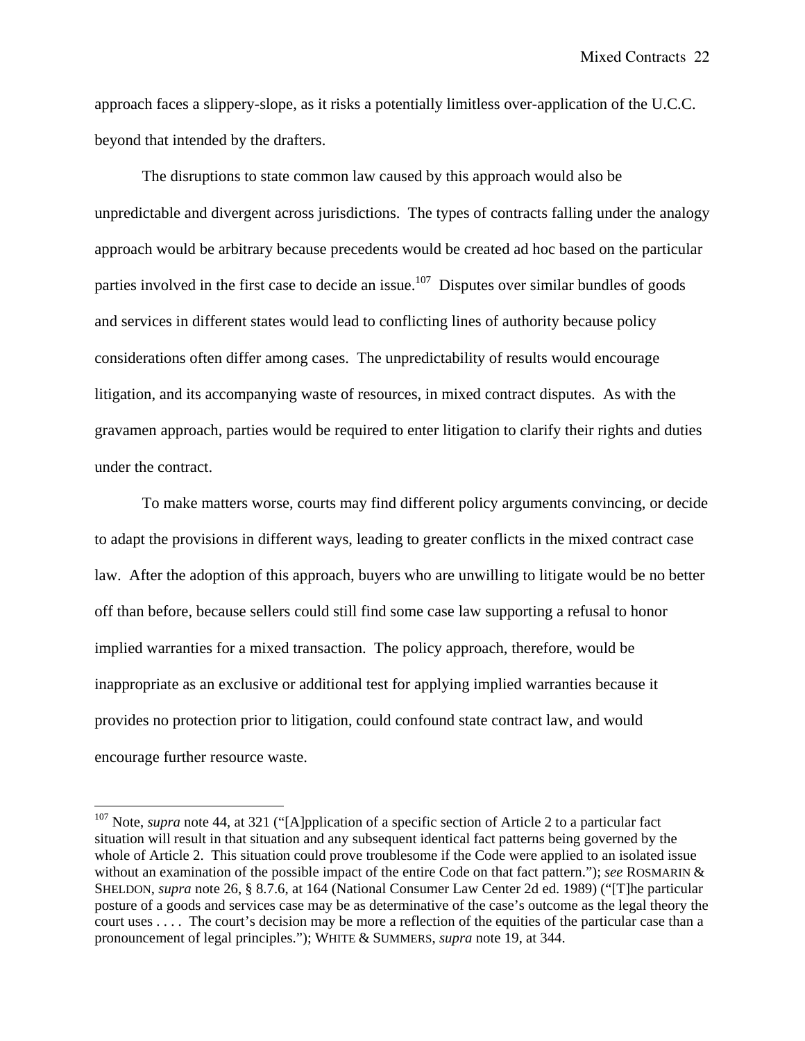approach faces a slippery-slope, as it risks a potentially limitless over-application of the U.C.C. beyond that intended by the drafters.

The disruptions to state common law caused by this approach would also be unpredictable and divergent across jurisdictions. The types of contracts falling under the analogy approach would be arbitrary because precedents would be created ad hoc based on the particular parties involved in the first case to decide an issue.[107] Disputes over similar bundles of goods and services in different states would lead to conflicting lines of authority because policy considerations often differ among cases. The unpredictability of results would encourage litigation, and its accompanying waste of resources, in mixed contract disputes. As with the gravamen approach, parties would be required to enter litigation to clarify their rights and duties under the contract.

To make matters worse, courts may find different policy arguments convincing, or decide to adapt the provisions in different ways, leading to greater conflicts in the mixed contract case law. After the adoption of this approach, buyers who are unwilling to litigate would be no better off than before, because sellers could still find some case law supporting a refusal to honor implied warranties for a mixed transaction. The policy approach, therefore, would be inappropriate as an exclusive or additional test for applying implied warranties because it provides no protection prior to litigation, could confound state contract law, and would encourage further resource waste.

---

[107] Note, *supra* note 44, at 321 ("[A]pplication of a specific section of Article 2 to a particular fact situation will result in that situation and any subsequent identical fact patterns being governed by the whole of Article 2. This situation could prove troublesome if the Code were applied to an isolated issue without an examination of the possible impact of the entire Code on that fact pattern."); *see* ROSMARIN & SHELDON, *supra* note 26, § 8.7.6, at 164 (National Consumer Law Center 2d ed. 1989) ("[T]he particular posture of a goods and services case may be as determinative of the case's outcome as the legal theory the court uses . . . . The court's decision may be more a reflection of the equities of the particular case than a pronouncement of legal principles."); WHITE & SUMMERS, *supra* note 19, at 344.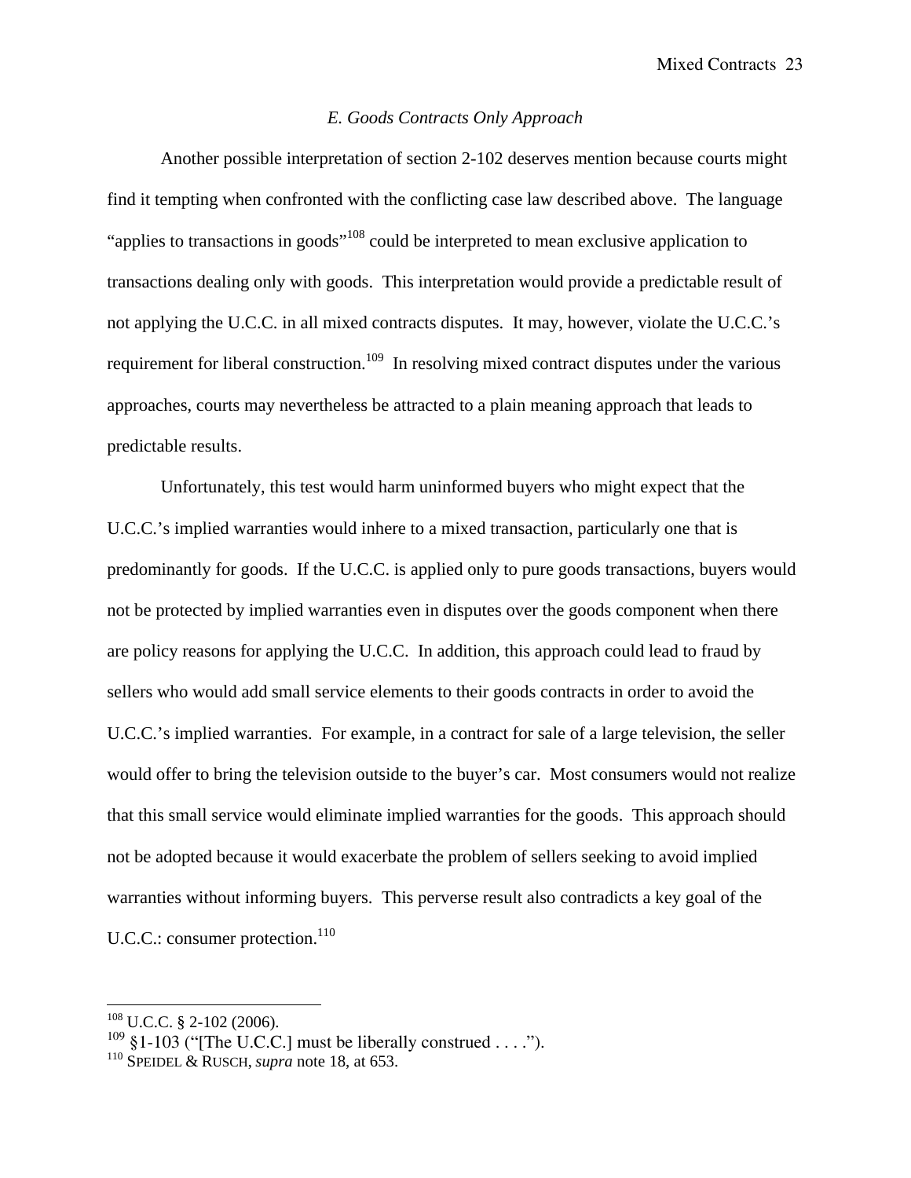### *E. Goods Contracts Only Approach*

Another possible interpretation of section 2-102 deserves mention because courts might find it tempting when confronted with the conflicting case law described above. The language "applies to transactions in goods"[108] could be interpreted to mean exclusive application to transactions dealing only with goods. This interpretation would provide a predictable result of not applying the U.C.C. in all mixed contracts disputes. It may, however, violate the U.C.C.'s requirement for liberal construction.[109] In resolving mixed contract disputes under the various approaches, courts may nevertheless be attracted to a plain meaning approach that leads to predictable results.

Unfortunately, this test would harm uninformed buyers who might expect that the U.C.C.'s implied warranties would inhere to a mixed transaction, particularly one that is predominantly for goods. If the U.C.C. is applied only to pure goods transactions, buyers would not be protected by implied warranties even in disputes over the goods component when there are policy reasons for applying the U.C.C. In addition, this approach could lead to fraud by sellers who would add small service elements to their goods contracts in order to avoid the U.C.C.'s implied warranties. For example, in a contract for sale of a large television, the seller would offer to bring the television outside to the buyer's car. Most consumers would not realize that this small service would eliminate implied warranties for the goods. This approach should not be adopted because it would exacerbate the problem of sellers seeking to avoid implied warranties without informing buyers. This perverse result also contradicts a key goal of the U.C.C.: consumer protection.[110]

---

[108] U.C.C. § 2-102 (2006).

[109] §1-103 ("[The U.C.C.] must be liberally construed . . . .").

[110] SPEIDEL & RUSCH, *supra* note 18, at 653.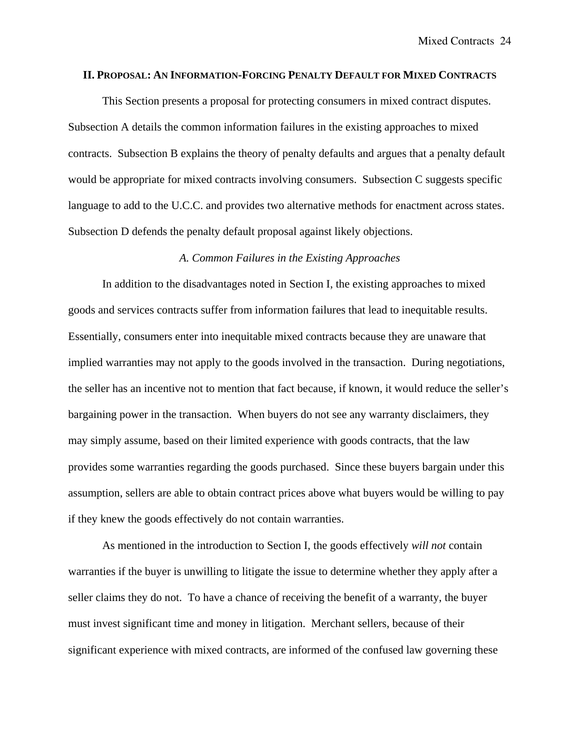## II. Proposal: An Information-Forcing Penalty Default for Mixed Contracts

This Section presents a proposal for protecting consumers in mixed contract disputes. Subsection A details the common information failures in the existing approaches to mixed contracts. Subsection B explains the theory of penalty defaults and argues that a penalty default would be appropriate for mixed contracts involving consumers. Subsection C suggests specific language to add to the U.C.C. and provides two alternative methods for enactment across states. Subsection D defends the penalty default proposal against likely objections.

### *A. Common Failures in the Existing Approaches*

In addition to the disadvantages noted in Section I, the existing approaches to mixed goods and services contracts suffer from information failures that lead to inequitable results. Essentially, consumers enter into inequitable mixed contracts because they are unaware that implied warranties may not apply to the goods involved in the transaction. During negotiations, the seller has an incentive not to mention that fact because, if known, it would reduce the seller's bargaining power in the transaction. When buyers do not see any warranty disclaimers, they may simply assume, based on their limited experience with goods contracts, that the law provides some warranties regarding the goods purchased. Since these buyers bargain under this assumption, sellers are able to obtain contract prices above what buyers would be willing to pay if they knew the goods effectively do not contain warranties.

As mentioned in the introduction to Section I, the goods effectively *will not* contain warranties if the buyer is unwilling to litigate the issue to determine whether they apply after a seller claims they do not. To have a chance of receiving the benefit of a warranty, the buyer must invest significant time and money in litigation. Merchant sellers, because of their significant experience with mixed contracts, are informed of the confused law governing these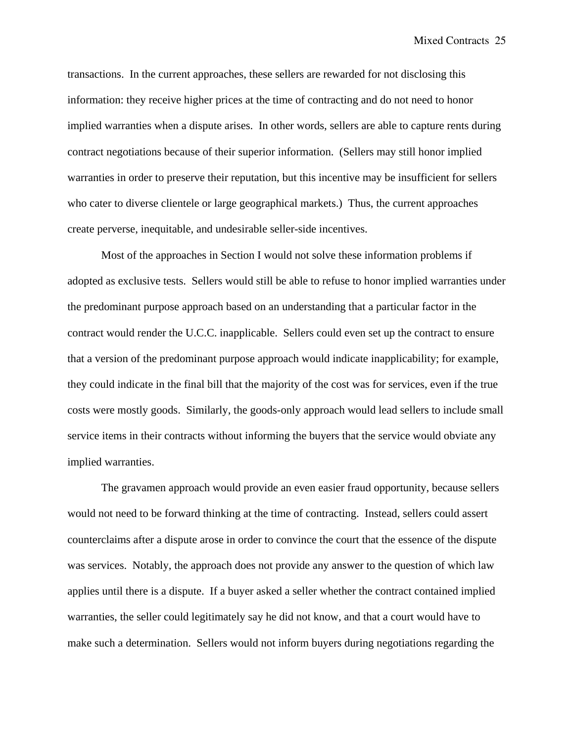transactions. In the current approaches, these sellers are rewarded for not disclosing this information: they receive higher prices at the time of contracting and do not need to honor implied warranties when a dispute arises. In other words, sellers are able to capture rents during contract negotiations because of their superior information. (Sellers may still honor implied warranties in order to preserve their reputation, but this incentive may be insufficient for sellers who cater to diverse clientele or large geographical markets.) Thus, the current approaches create perverse, inequitable, and undesirable seller-side incentives.

Most of the approaches in Section I would not solve these information problems if adopted as exclusive tests. Sellers would still be able to refuse to honor implied warranties under the predominant purpose approach based on an understanding that a particular factor in the contract would render the U.C.C. inapplicable. Sellers could even set up the contract to ensure that a version of the predominant purpose approach would indicate inapplicability; for example, they could indicate in the final bill that the majority of the cost was for services, even if the true costs were mostly goods. Similarly, the goods-only approach would lead sellers to include small service items in their contracts without informing the buyers that the service would obviate any implied warranties.

The gravamen approach would provide an even easier fraud opportunity, because sellers would not need to be forward thinking at the time of contracting. Instead, sellers could assert counterclaims after a dispute arose in order to convince the court that the essence of the dispute was services. Notably, the approach does not provide any answer to the question of which law applies until there is a dispute. If a buyer asked a seller whether the contract contained implied warranties, the seller could legitimately say he did not know, and that a court would have to make such a determination. Sellers would not inform buyers during negotiations regarding the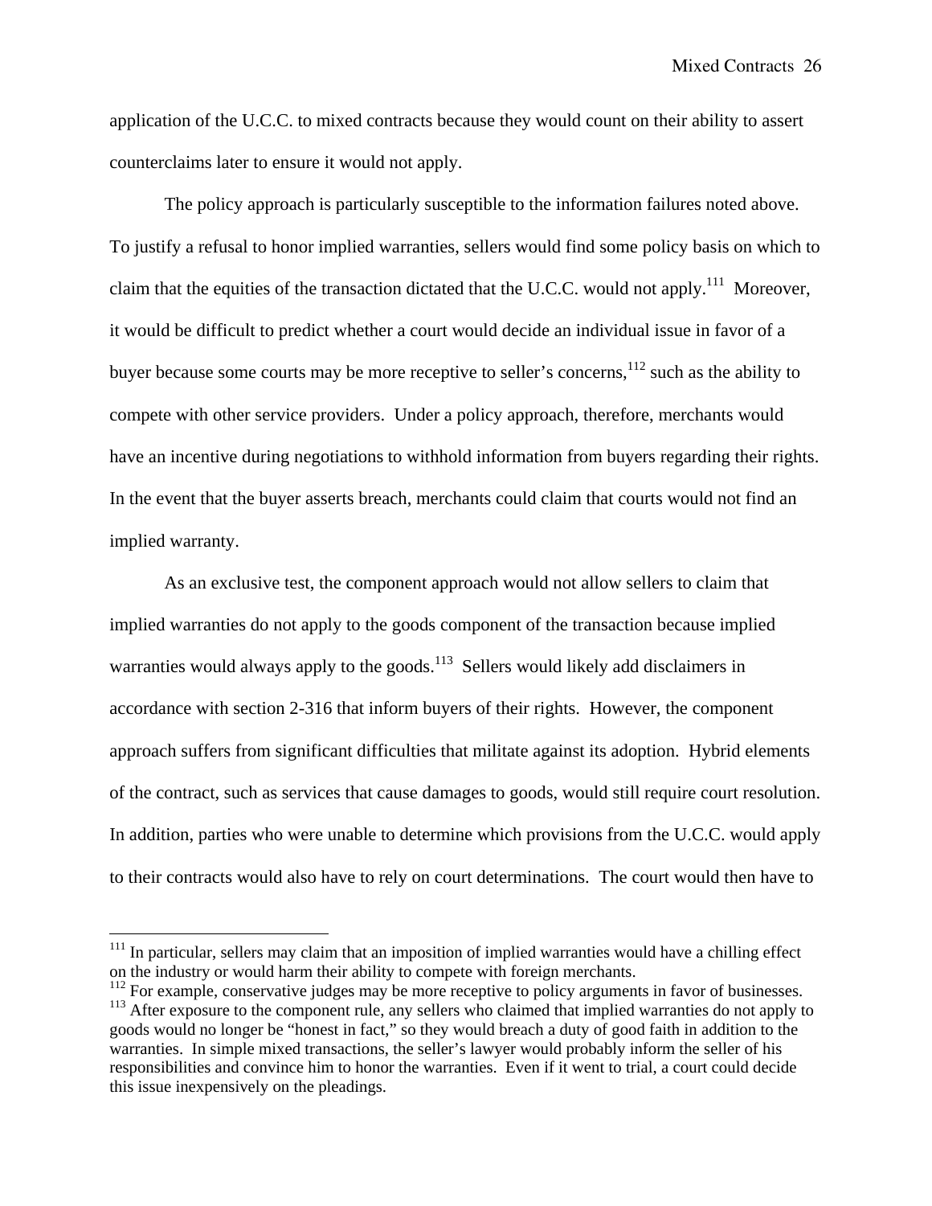application of the U.C.C. to mixed contracts because they would count on their ability to assert counterclaims later to ensure it would not apply.

The policy approach is particularly susceptible to the information failures noted above. To justify a refusal to honor implied warranties, sellers would find some policy basis on which to claim that the equities of the transaction dictated that the U.C.C. would not apply.[111] Moreover, it would be difficult to predict whether a court would decide an individual issue in favor of a buyer because some courts may be more receptive to seller's concerns,[112] such as the ability to compete with other service providers. Under a policy approach, therefore, merchants would have an incentive during negotiations to withhold information from buyers regarding their rights. In the event that the buyer asserts breach, merchants could claim that courts would not find an implied warranty.

As an exclusive test, the component approach would not allow sellers to claim that implied warranties do not apply to the goods component of the transaction because implied warranties would always apply to the goods.[113] Sellers would likely add disclaimers in accordance with section 2-316 that inform buyers of their rights. However, the component approach suffers from significant difficulties that militate against its adoption. Hybrid elements of the contract, such as services that cause damages to goods, would still require court resolution. In addition, parties who were unable to determine which provisions from the U.C.C. would apply to their contracts would also have to rely on court determinations. The court would then have to

---

[111] In particular, sellers may claim that an imposition of implied warranties would have a chilling effect on the industry or would harm their ability to compete with foreign merchants.

[112] For example, conservative judges may be more receptive to policy arguments in favor of businesses.

[113] After exposure to the component rule, any sellers who claimed that implied warranties do not apply to goods would no longer be "honest in fact," so they would breach a duty of good faith in addition to the warranties. In simple mixed transactions, the seller's lawyer would probably inform the seller of his responsibilities and convince him to honor the warranties. Even if it went to trial, a court could decide this issue inexpensively on the pleadings.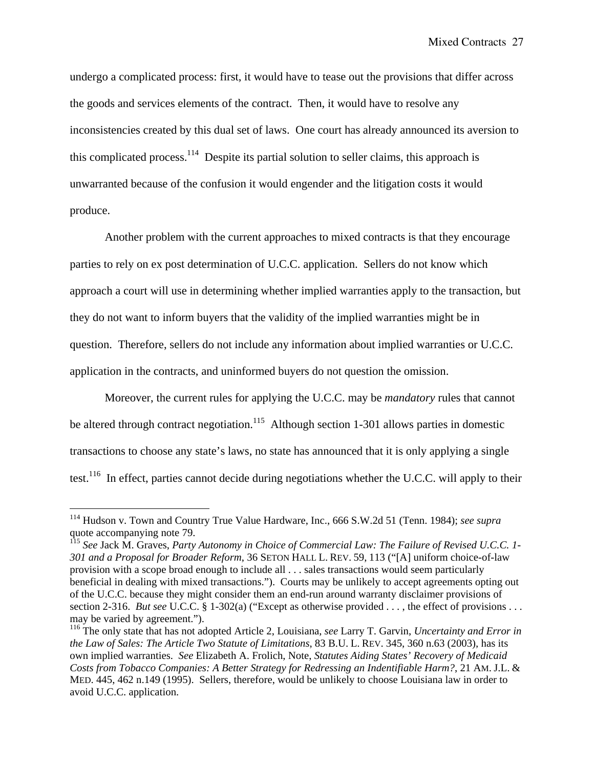undergo a complicated process: first, it would have to tease out the provisions that differ across the goods and services elements of the contract. Then, it would have to resolve any inconsistencies created by this dual set of laws. One court has already announced its aversion to this complicated process.[114] Despite its partial solution to seller claims, this approach is unwarranted because of the confusion it would engender and the litigation costs it would produce.

Another problem with the current approaches to mixed contracts is that they encourage parties to rely on ex post determination of U.C.C. application. Sellers do not know which approach a court will use in determining whether implied warranties apply to the transaction, but they do not want to inform buyers that the validity of the implied warranties might be in question. Therefore, sellers do not include any information about implied warranties or U.C.C. application in the contracts, and uninformed buyers do not question the omission.

Moreover, the current rules for applying the U.C.C. may be *mandatory* rules that cannot be altered through contract negotiation.[115] Although section 1-301 allows parties in domestic transactions to choose any state's laws, no state has announced that it is only applying a single test.[116] In effect, parties cannot decide during negotiations whether the U.C.C. will apply to their

---

[114] Hudson v. Town and Country True Value Hardware, Inc., 666 S.W.2d 51 (Tenn. 1984); *see supra* quote accompanying note 79.

[115] *See* Jack M. Graves, *Party Autonomy in Choice of Commercial Law: The Failure of Revised U.C.C. 1-301 and a Proposal for Broader Reform*, 36 SETON HALL L. REV. 59, 113 ("[A] uniform choice-of-law provision with a scope broad enough to include all . . . sales transactions would seem particularly beneficial in dealing with mixed transactions."). Courts may be unlikely to accept agreements opting out of the U.C.C. because they might consider them an end-run around warranty disclaimer provisions of section 2-316. *But see* U.C.C. § 1-302(a) ("Except as otherwise provided . . . , the effect of provisions . . . may be varied by agreement.").

[116] The only state that has not adopted Article 2, Louisiana, *see* Larry T. Garvin, *Uncertainty and Error in the Law of Sales: The Article Two Statute of Limitations*, 83 B.U. L. REV. 345, 360 n.63 (2003), has its own implied warranties. *See* Elizabeth A. Frolich, Note, *Statutes Aiding States' Recovery of Medicaid Costs from Tobacco Companies: A Better Strategy for Redressing an Indentifiable Harm?*, 21 AM. J.L. & MED. 445, 462 n.149 (1995). Sellers, therefore, would be unlikely to choose Louisiana law in order to avoid U.C.C. application.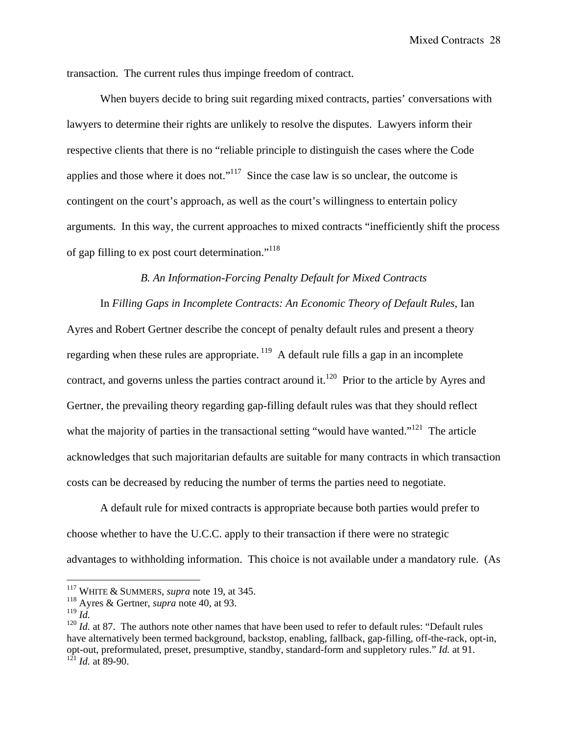transaction. The current rules thus impinge freedom of contract.

When buyers decide to bring suit regarding mixed contracts, parties' conversations with lawyers to determine their rights are unlikely to resolve the disputes. Lawyers inform their respective clients that there is no "reliable principle to distinguish the cases where the Code applies and those where it does not."[117] Since the case law is so unclear, the outcome is contingent on the court's approach, as well as the court's willingness to entertain policy arguments. In this way, the current approaches to mixed contracts "inefficiently shift the process of gap filling to ex post court determination."[118]

### *B. An Information-Forcing Penalty Default for Mixed Contracts*

In *Filling Gaps in Incomplete Contracts: An Economic Theory of Default Rules*, Ian Ayres and Robert Gertner describe the concept of penalty default rules and present a theory regarding when these rules are appropriate.[119] A default rule fills a gap in an incomplete contract, and governs unless the parties contract around it.[120] Prior to the article by Ayres and Gertner, the prevailing theory regarding gap-filling default rules was that they should reflect what the majority of parties in the transactional setting "would have wanted."[121] The article acknowledges that such majoritarian defaults are suitable for many contracts in which transaction costs can be decreased by reducing the number of terms the parties need to negotiate.

A default rule for mixed contracts is appropriate because both parties would prefer to choose whether to have the U.C.C. apply to their transaction if there were no strategic advantages to withholding information. This choice is not available under a mandatory rule. (As

---

[117] WHITE & SUMMERS, *supra* note 19, at 345.

[118] Ayres & Gertner, *supra* note 40, at 93.

[119] *Id.*

[120] *Id.* at 87. The authors note other names that have been used to refer to default rules: "Default rules have alternatively been termed background, backstop, enabling, fallback, gap-filling, off-the-rack, opt-in, opt-out, preformulated, preset, presumptive, standby, standard-form and suppletory rules." *Id.* at 91.

[121] *Id.* at 89-90.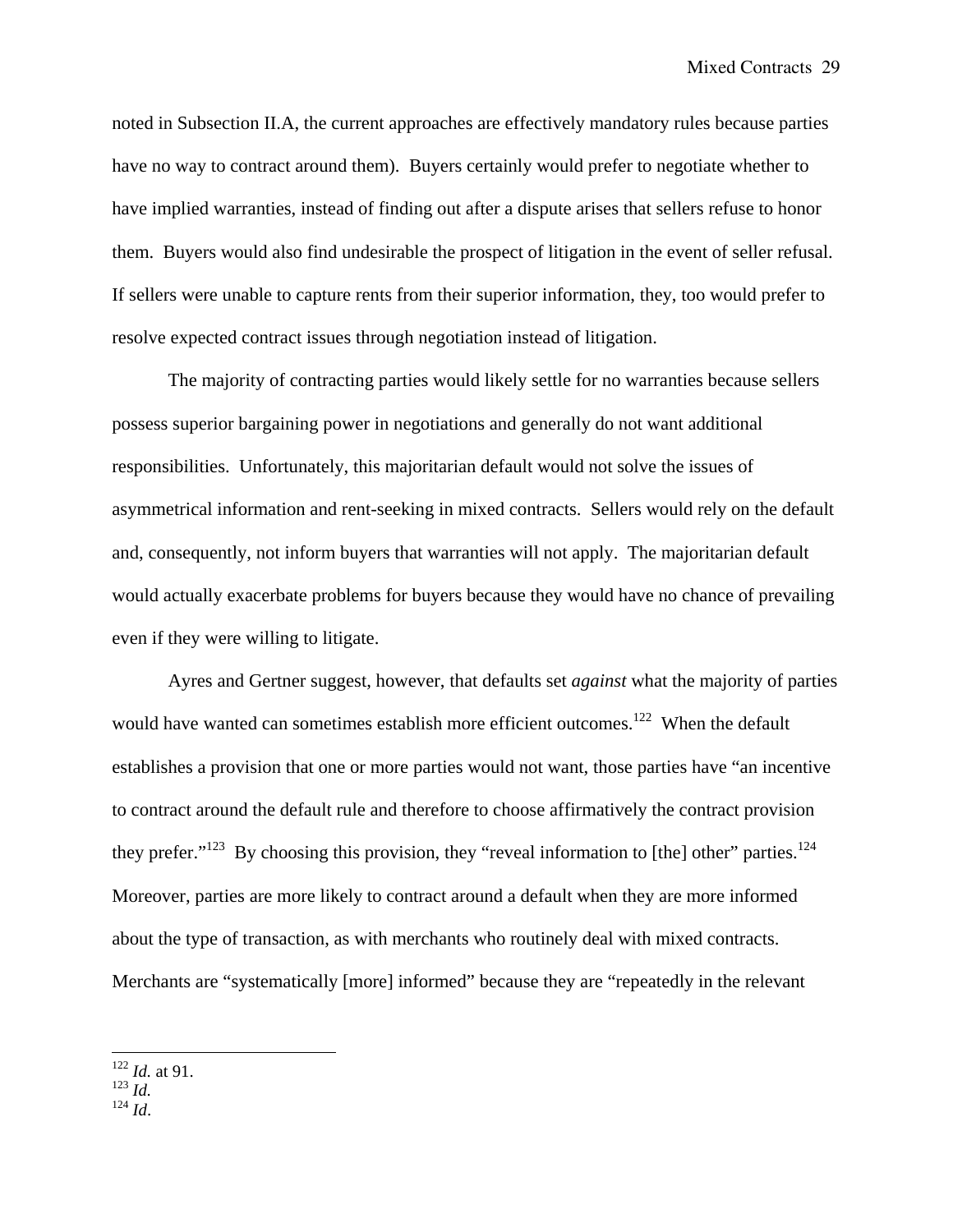noted in Subsection II.A, the current approaches are effectively mandatory rules because parties have no way to contract around them). Buyers certainly would prefer to negotiate whether to have implied warranties, instead of finding out after a dispute arises that sellers refuse to honor them. Buyers would also find undesirable the prospect of litigation in the event of seller refusal. If sellers were unable to capture rents from their superior information, they, too would prefer to resolve expected contract issues through negotiation instead of litigation.

The majority of contracting parties would likely settle for no warranties because sellers possess superior bargaining power in negotiations and generally do not want additional responsibilities. Unfortunately, this majoritarian default would not solve the issues of asymmetrical information and rent-seeking in mixed contracts. Sellers would rely on the default and, consequently, not inform buyers that warranties will not apply. The majoritarian default would actually exacerbate problems for buyers because they would have no chance of prevailing even if they were willing to litigate.

Ayres and Gertner suggest, however, that defaults set *against* what the majority of parties would have wanted can sometimes establish more efficient outcomes.[122] When the default establishes a provision that one or more parties would not want, those parties have "an incentive to contract around the default rule and therefore to choose affirmatively the contract provision they prefer."[123] By choosing this provision, they "reveal information to [the] other" parties.[124] Moreover, parties are more likely to contract around a default when they are more informed about the type of transaction, as with merchants who routinely deal with mixed contracts. Merchants are "systematically [more] informed" because they are "repeatedly in the relevant

---

[122] *Id.* at 91.
[123] *Id.*
[124] *Id*.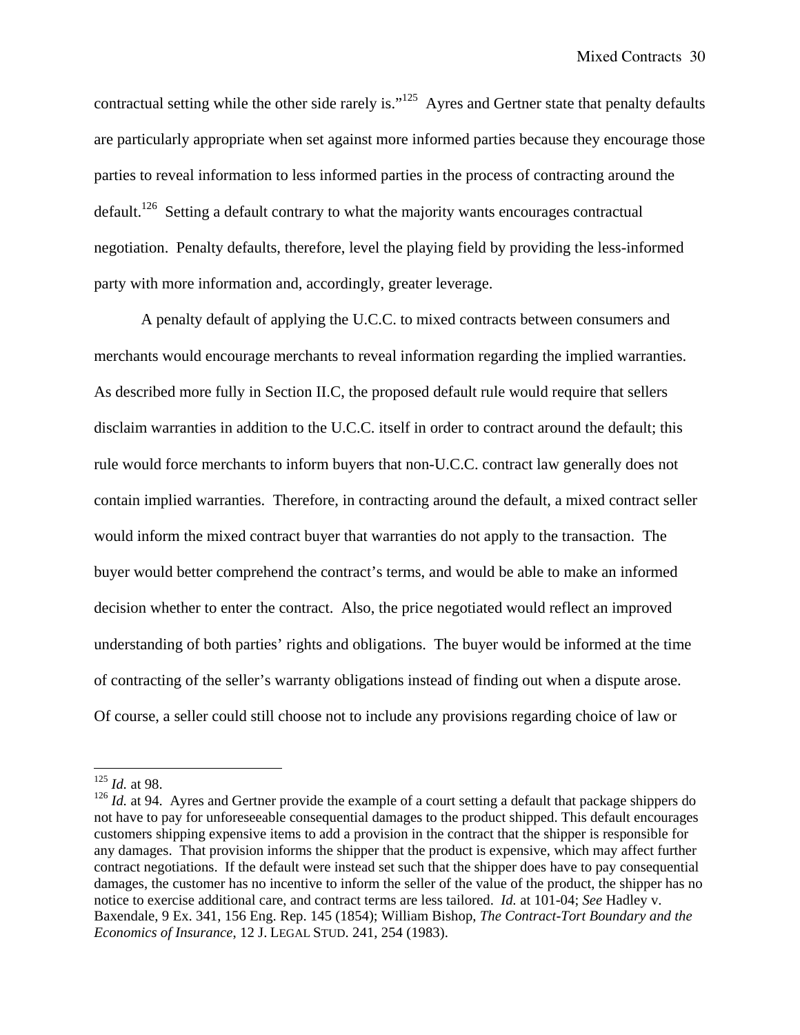contractual setting while the other side rarely is."[125] Ayres and Gertner state that penalty defaults are particularly appropriate when set against more informed parties because they encourage those parties to reveal information to less informed parties in the process of contracting around the default.[126] Setting a default contrary to what the majority wants encourages contractual negotiation. Penalty defaults, therefore, level the playing field by providing the less-informed party with more information and, accordingly, greater leverage.

A penalty default of applying the U.C.C. to mixed contracts between consumers and merchants would encourage merchants to reveal information regarding the implied warranties. As described more fully in Section II.C, the proposed default rule would require that sellers disclaim warranties in addition to the U.C.C. itself in order to contract around the default; this rule would force merchants to inform buyers that non-U.C.C. contract law generally does not contain implied warranties. Therefore, in contracting around the default, a mixed contract seller would inform the mixed contract buyer that warranties do not apply to the transaction. The buyer would better comprehend the contract's terms, and would be able to make an informed decision whether to enter the contract. Also, the price negotiated would reflect an improved understanding of both parties' rights and obligations. The buyer would be informed at the time of contracting of the seller's warranty obligations instead of finding out when a dispute arose. Of course, a seller could still choose not to include any provisions regarding choice of law or

---

[125] *Id.* at 98.

[126] *Id.* at 94. Ayres and Gertner provide the example of a court setting a default that package shippers do not have to pay for unforeseeable consequential damages to the product shipped. This default encourages customers shipping expensive items to add a provision in the contract that the shipper is responsible for any damages. That provision informs the shipper that the product is expensive, which may affect further contract negotiations. If the default were instead set such that the shipper does have to pay consequential damages, the customer has no incentive to inform the seller of the value of the product, the shipper has no notice to exercise additional care, and contract terms are less tailored. *Id.* at 101-04; *See* Hadley v. Baxendale, 9 Ex. 341, 156 Eng. Rep. 145 (1854); William Bishop, *The Contract-Tort Boundary and the Economics of Insurance*, 12 J. LEGAL STUD. 241, 254 (1983).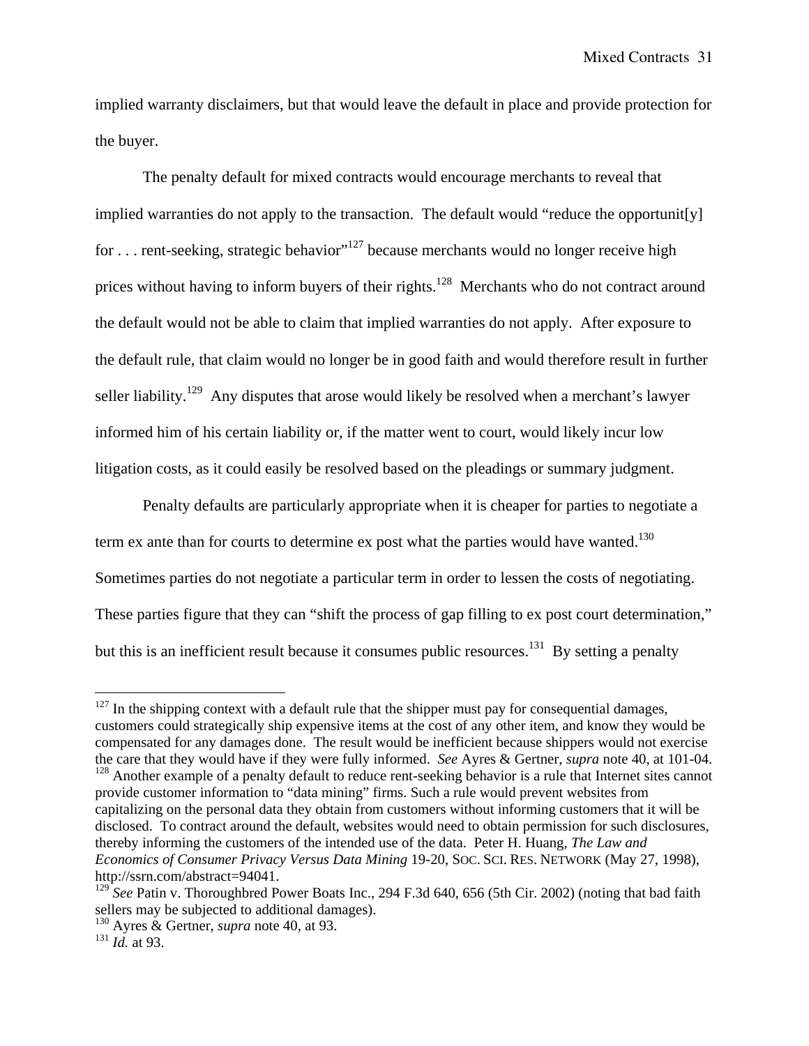implied warranty disclaimers, but that would leave the default in place and provide protection for the buyer.

The penalty default for mixed contracts would encourage merchants to reveal that implied warranties do not apply to the transaction. The default would "reduce the opportunit[y] for . . . rent-seeking, strategic behavior"[127] because merchants would no longer receive high prices without having to inform buyers of their rights.[128] Merchants who do not contract around the default would not be able to claim that implied warranties do not apply. After exposure to the default rule, that claim would no longer be in good faith and would therefore result in further seller liability.[129] Any disputes that arose would likely be resolved when a merchant's lawyer informed him of his certain liability or, if the matter went to court, would likely incur low litigation costs, as it could easily be resolved based on the pleadings or summary judgment.

Penalty defaults are particularly appropriate when it is cheaper for parties to negotiate a term ex ante than for courts to determine ex post what the parties would have wanted.[130] Sometimes parties do not negotiate a particular term in order to lessen the costs of negotiating. These parties figure that they can "shift the process of gap filling to ex post court determination," but this is an inefficient result because it consumes public resources.[131] By setting a penalty

---

[127] In the shipping context with a default rule that the shipper must pay for consequential damages, customers could strategically ship expensive items at the cost of any other item, and know they would be compensated for any damages done. The result would be inefficient because shippers would not exercise the care that they would have if they were fully informed. *See* Ayres & Gertner, *supra* note 40, at 101-04.

[128] Another example of a penalty default to reduce rent-seeking behavior is a rule that Internet sites cannot provide customer information to "data mining" firms. Such a rule would prevent websites from capitalizing on the personal data they obtain from customers without informing customers that it will be disclosed. To contract around the default, websites would need to obtain permission for such disclosures, thereby informing the customers of the intended use of the data. Peter H. Huang, *The Law and Economics of Consumer Privacy Versus Data Mining* 19-20, SOC. SCI. RES. NETWORK (May 27, 1998), http://ssrn.com/abstract=94041.

[129] *See* Patin v. Thoroughbred Power Boats Inc., 294 F.3d 640, 656 (5th Cir. 2002) (noting that bad faith sellers may be subjected to additional damages).

[130] Ayres & Gertner, *supra* note 40, at 93.

[131] *Id.* at 93.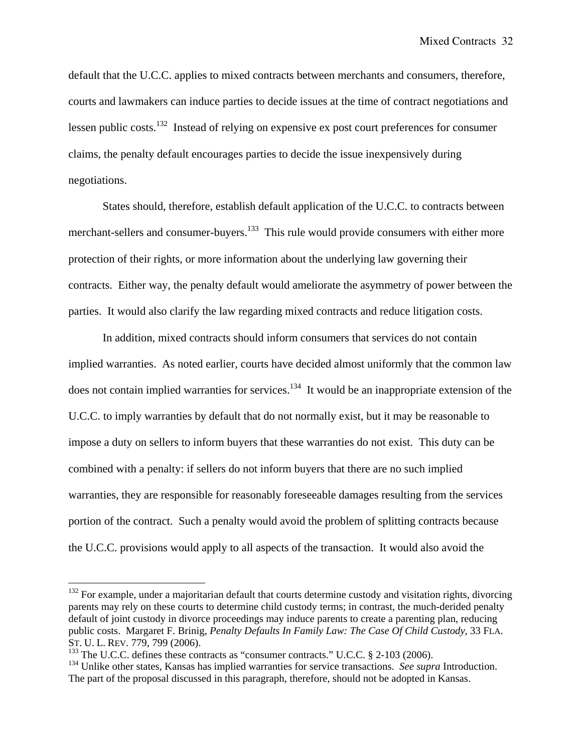default that the U.C.C. applies to mixed contracts between merchants and consumers, therefore, courts and lawmakers can induce parties to decide issues at the time of contract negotiations and lessen public costs.[132] Instead of relying on expensive ex post court preferences for consumer claims, the penalty default encourages parties to decide the issue inexpensively during negotiations.

States should, therefore, establish default application of the U.C.C. to contracts between merchant-sellers and consumer-buyers.[133] This rule would provide consumers with either more protection of their rights, or more information about the underlying law governing their contracts. Either way, the penalty default would ameliorate the asymmetry of power between the parties. It would also clarify the law regarding mixed contracts and reduce litigation costs.

In addition, mixed contracts should inform consumers that services do not contain implied warranties. As noted earlier, courts have decided almost uniformly that the common law does not contain implied warranties for services.[134] It would be an inappropriate extension of the U.C.C. to imply warranties by default that do not normally exist, but it may be reasonable to impose a duty on sellers to inform buyers that these warranties do not exist. This duty can be combined with a penalty: if sellers do not inform buyers that there are no such implied warranties, they are responsible for reasonably foreseeable damages resulting from the services portion of the contract. Such a penalty would avoid the problem of splitting contracts because the U.C.C. provisions would apply to all aspects of the transaction. It would also avoid the

---

[132] For example, under a majoritarian default that courts determine custody and visitation rights, divorcing parents may rely on these courts to determine child custody terms; in contrast, the much-derided penalty default of joint custody in divorce proceedings may induce parents to create a parenting plan, reducing public costs. Margaret F. Brinig, *Penalty Defaults In Family Law: The Case Of Child Custody*, 33 FLA. ST. U. L. REV. 779, 799 (2006).

[133] The U.C.C. defines these contracts as "consumer contracts." U.C.C. § 2-103 (2006).

[134] Unlike other states, Kansas has implied warranties for service transactions. *See supra* Introduction. The part of the proposal discussed in this paragraph, therefore, should not be adopted in Kansas.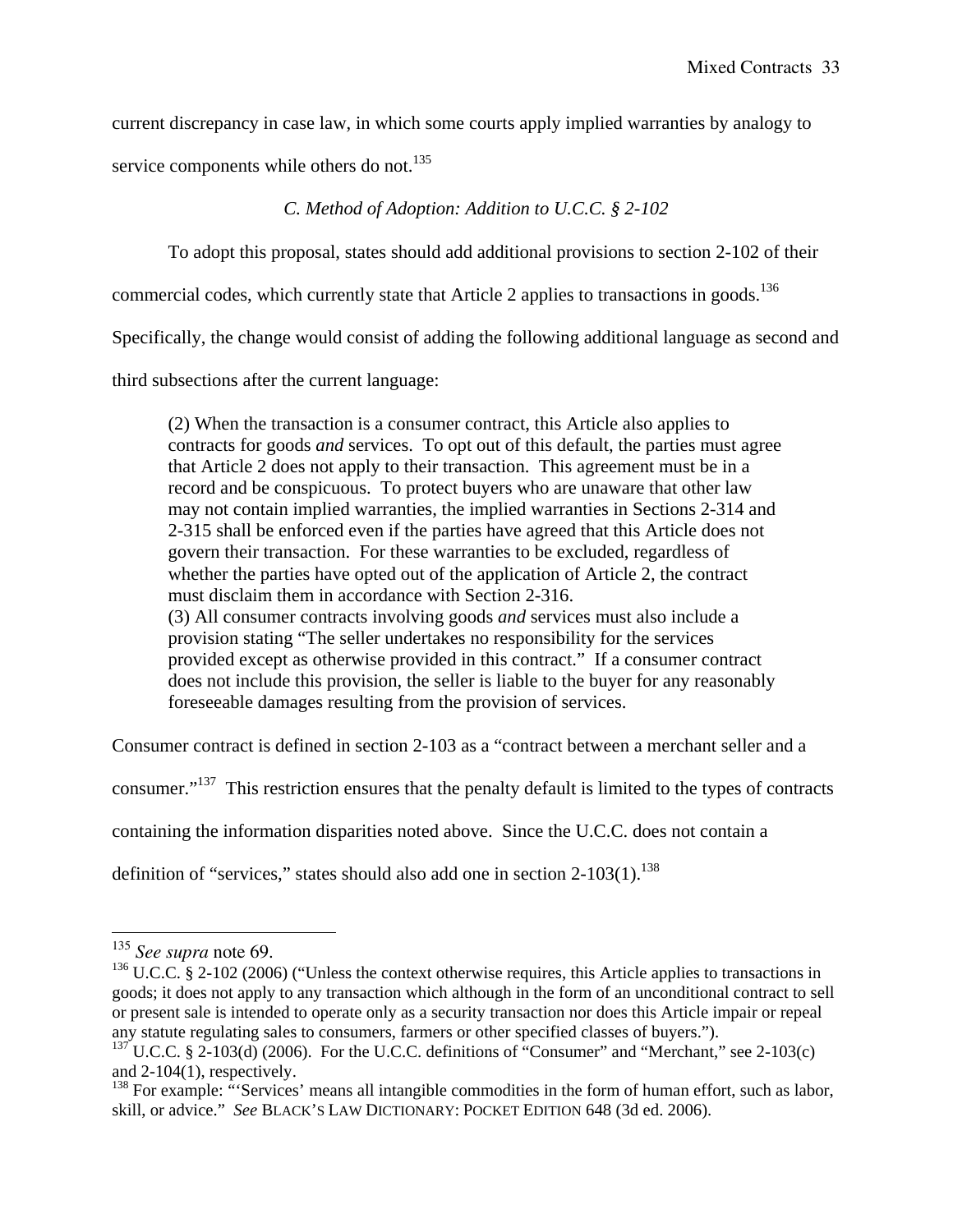current discrepancy in case law, in which some courts apply implied warranties by analogy to service components while others do not.[135]

### *C. Method of Adoption: Addition to U.C.C. § 2-102*

To adopt this proposal, states should add additional provisions to section 2-102 of their commercial codes, which currently state that Article 2 applies to transactions in goods.[136] Specifically, the change would consist of adding the following additional language as second and third subsections after the current language:

> (2) When the transaction is a consumer contract, this Article also applies to contracts for goods *and* services. To opt out of this default, the parties must agree that Article 2 does not apply to their transaction. This agreement must be in a record and be conspicuous. To protect buyers who are unaware that other law may not contain implied warranties, the implied warranties in Sections 2-314 and 2-315 shall be enforced even if the parties have agreed that this Article does not govern their transaction. For these warranties to be excluded, regardless of whether the parties have opted out of the application of Article 2, the contract must disclaim them in accordance with Section 2-316.
> (3) All consumer contracts involving goods *and* services must also include a provision stating "The seller undertakes no responsibility for the services provided except as otherwise provided in this contract." If a consumer contract does not include this provision, the seller is liable to the buyer for any reasonably foreseeable damages resulting from the provision of services.

Consumer contract is defined in section 2-103 as a "contract between a merchant seller and a consumer."[137] This restriction ensures that the penalty default is limited to the types of contracts containing the information disparities noted above. Since the U.C.C. does not contain a definition of "services," states should also add one in section 2-103(1).[138]

---

[135] *See supra* note 69.

[136] U.C.C. § 2-102 (2006) ("Unless the context otherwise requires, this Article applies to transactions in goods; it does not apply to any transaction which although in the form of an unconditional contract to sell or present sale is intended to operate only as a security transaction nor does this Article impair or repeal any statute regulating sales to consumers, farmers or other specified classes of buyers.").

[137] U.C.C. § 2-103(d) (2006). For the U.C.C. definitions of "Consumer" and "Merchant," see 2-103(c) and 2-104(1), respectively.

[138] For example: "'Services' means all intangible commodities in the form of human effort, such as labor, skill, or advice." *See* BLACK'S LAW DICTIONARY: POCKET EDITION 648 (3d ed. 2006).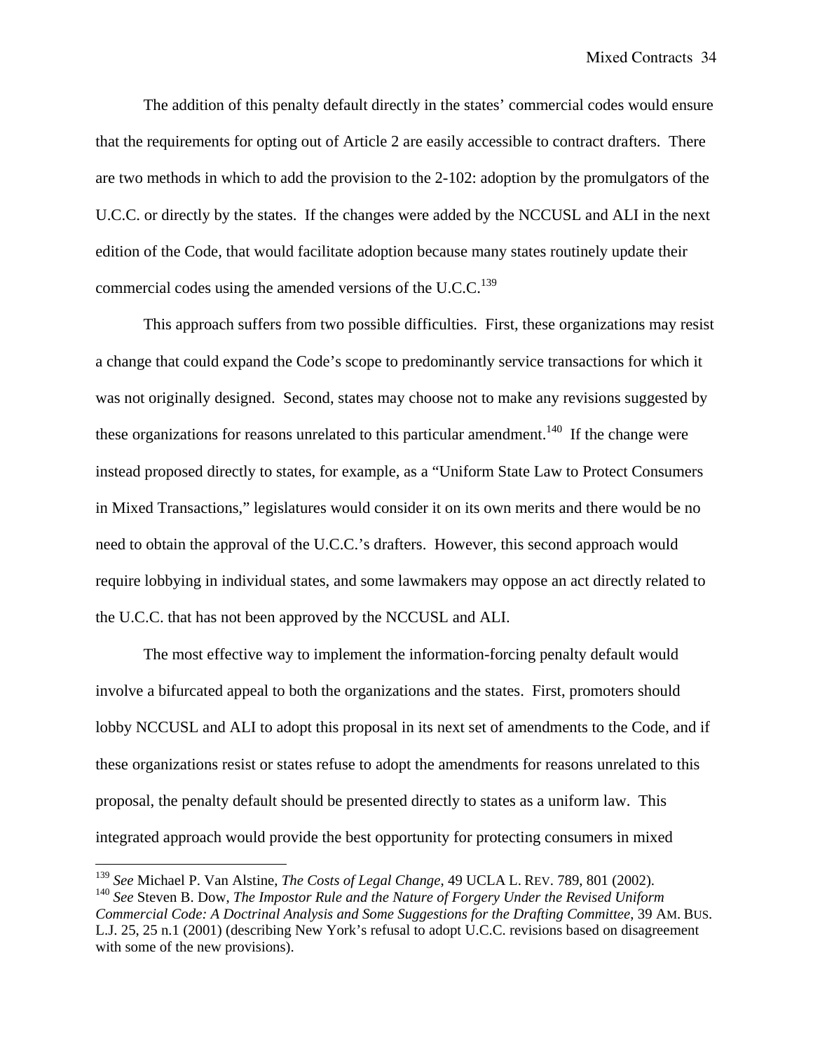The addition of this penalty default directly in the states' commercial codes would ensure that the requirements for opting out of Article 2 are easily accessible to contract drafters. There are two methods in which to add the provision to the 2-102: adoption by the promulgators of the U.C.C. or directly by the states. If the changes were added by the NCCUSL and ALI in the next edition of the Code, that would facilitate adoption because many states routinely update their commercial codes using the amended versions of the U.C.C.[139]

This approach suffers from two possible difficulties. First, these organizations may resist a change that could expand the Code's scope to predominantly service transactions for which it was not originally designed. Second, states may choose not to make any revisions suggested by these organizations for reasons unrelated to this particular amendment.[140] If the change were instead proposed directly to states, for example, as a "Uniform State Law to Protect Consumers in Mixed Transactions," legislatures would consider it on its own merits and there would be no need to obtain the approval of the U.C.C.'s drafters. However, this second approach would require lobbying in individual states, and some lawmakers may oppose an act directly related to the U.C.C. that has not been approved by the NCCUSL and ALI.

The most effective way to implement the information-forcing penalty default would involve a bifurcated appeal to both the organizations and the states. First, promoters should lobby NCCUSL and ALI to adopt this proposal in its next set of amendments to the Code, and if these organizations resist or states refuse to adopt the amendments for reasons unrelated to this proposal, the penalty default should be presented directly to states as a uniform law. This integrated approach would provide the best opportunity for protecting consumers in mixed

---

[139] *See* Michael P. Van Alstine, *The Costs of Legal Change*, 49 UCLA L. REV. 789, 801 (2002).

[140] *See* Steven B. Dow, *The Impostor Rule and the Nature of Forgery Under the Revised Uniform Commercial Code: A Doctrinal Analysis and Some Suggestions for the Drafting Committee*, 39 AM. BUS. L.J. 25, 25 n.1 (2001) (describing New York's refusal to adopt U.C.C. revisions based on disagreement with some of the new provisions).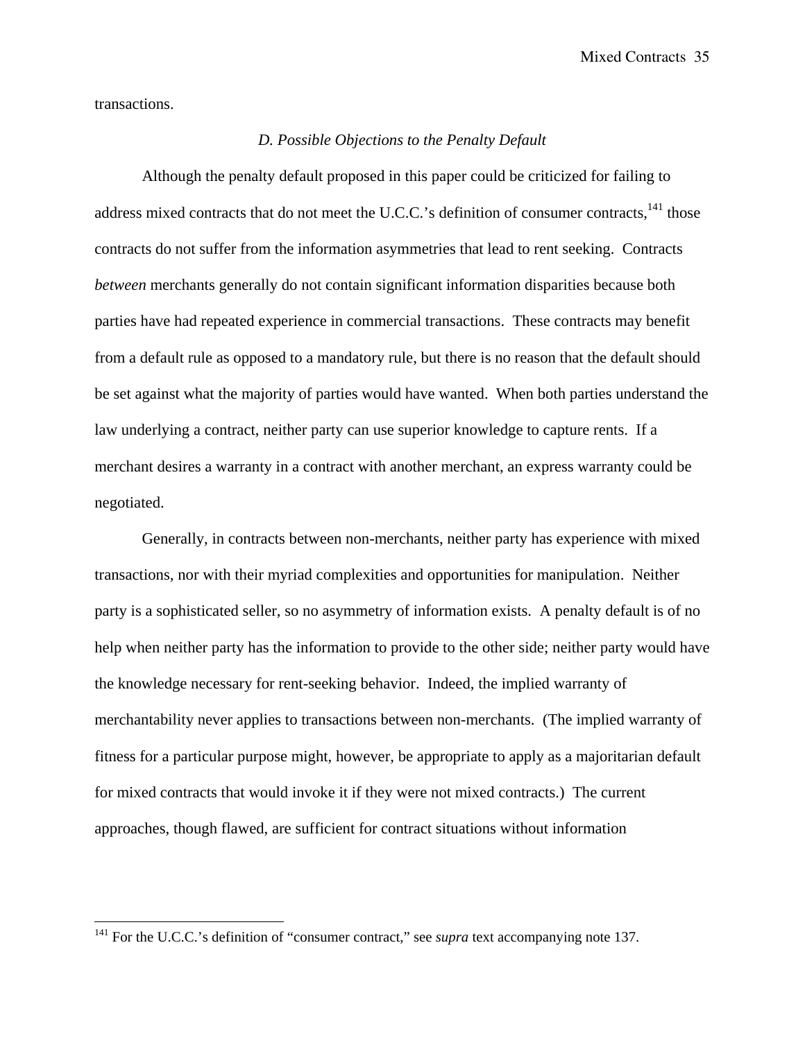transactions.

### *D. Possible Objections to the Penalty Default*

Although the penalty default proposed in this paper could be criticized for failing to address mixed contracts that do not meet the U.C.C.'s definition of consumer contracts,[141] those contracts do not suffer from the information asymmetries that lead to rent seeking. Contracts *between* merchants generally do not contain significant information disparities because both parties have had repeated experience in commercial transactions. These contracts may benefit from a default rule as opposed to a mandatory rule, but there is no reason that the default should be set against what the majority of parties would have wanted. When both parties understand the law underlying a contract, neither party can use superior knowledge to capture rents. If a merchant desires a warranty in a contract with another merchant, an express warranty could be negotiated.

Generally, in contracts between non-merchants, neither party has experience with mixed transactions, nor with their myriad complexities and opportunities for manipulation. Neither party is a sophisticated seller, so no asymmetry of information exists. A penalty default is of no help when neither party has the information to provide to the other side; neither party would have the knowledge necessary for rent-seeking behavior. Indeed, the implied warranty of merchantability never applies to transactions between non-merchants. (The implied warranty of fitness for a particular purpose might, however, be appropriate to apply as a majoritarian default for mixed contracts that would invoke it if they were not mixed contracts.) The current approaches, though flawed, are sufficient for contract situations without information

---

[141] For the U.C.C.'s definition of "consumer contract," see *supra* text accompanying note 137.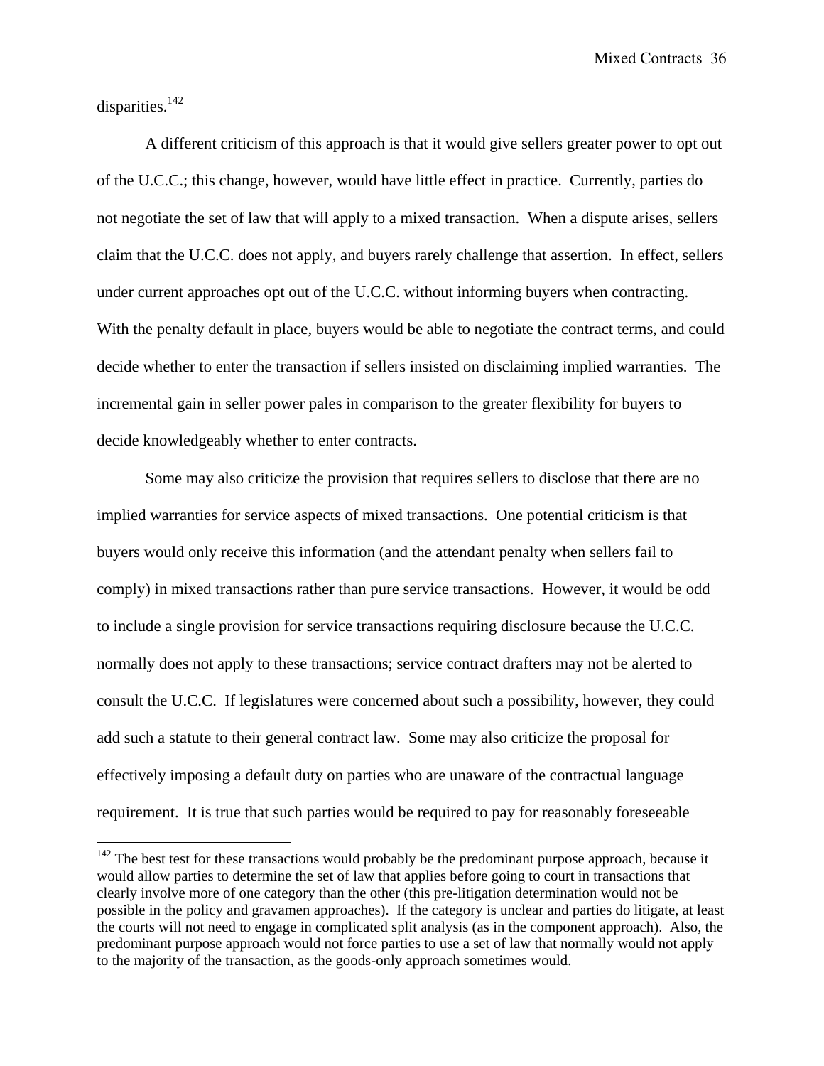disparities.[142]

A different criticism of this approach is that it would give sellers greater power to opt out of the U.C.C.; this change, however, would have little effect in practice. Currently, parties do not negotiate the set of law that will apply to a mixed transaction. When a dispute arises, sellers claim that the U.C.C. does not apply, and buyers rarely challenge that assertion. In effect, sellers under current approaches opt out of the U.C.C. without informing buyers when contracting. With the penalty default in place, buyers would be able to negotiate the contract terms, and could decide whether to enter the transaction if sellers insisted on disclaiming implied warranties. The incremental gain in seller power pales in comparison to the greater flexibility for buyers to decide knowledgeably whether to enter contracts.

Some may also criticize the provision that requires sellers to disclose that there are no implied warranties for service aspects of mixed transactions. One potential criticism is that buyers would only receive this information (and the attendant penalty when sellers fail to comply) in mixed transactions rather than pure service transactions. However, it would be odd to include a single provision for service transactions requiring disclosure because the U.C.C. normally does not apply to these transactions; service contract drafters may not be alerted to consult the U.C.C. If legislatures were concerned about such a possibility, however, they could add such a statute to their general contract law. Some may also criticize the proposal for effectively imposing a default duty on parties who are unaware of the contractual language requirement. It is true that such parties would be required to pay for reasonably foreseeable

---

[142] The best test for these transactions would probably be the predominant purpose approach, because it would allow parties to determine the set of law that applies before going to court in transactions that clearly involve more of one category than the other (this pre-litigation determination would not be possible in the policy and gravamen approaches). If the category is unclear and parties do litigate, at least the courts will not need to engage in complicated split analysis (as in the component approach). Also, the predominant purpose approach would not force parties to use a set of law that normally would not apply to the majority of the transaction, as the goods-only approach sometimes would.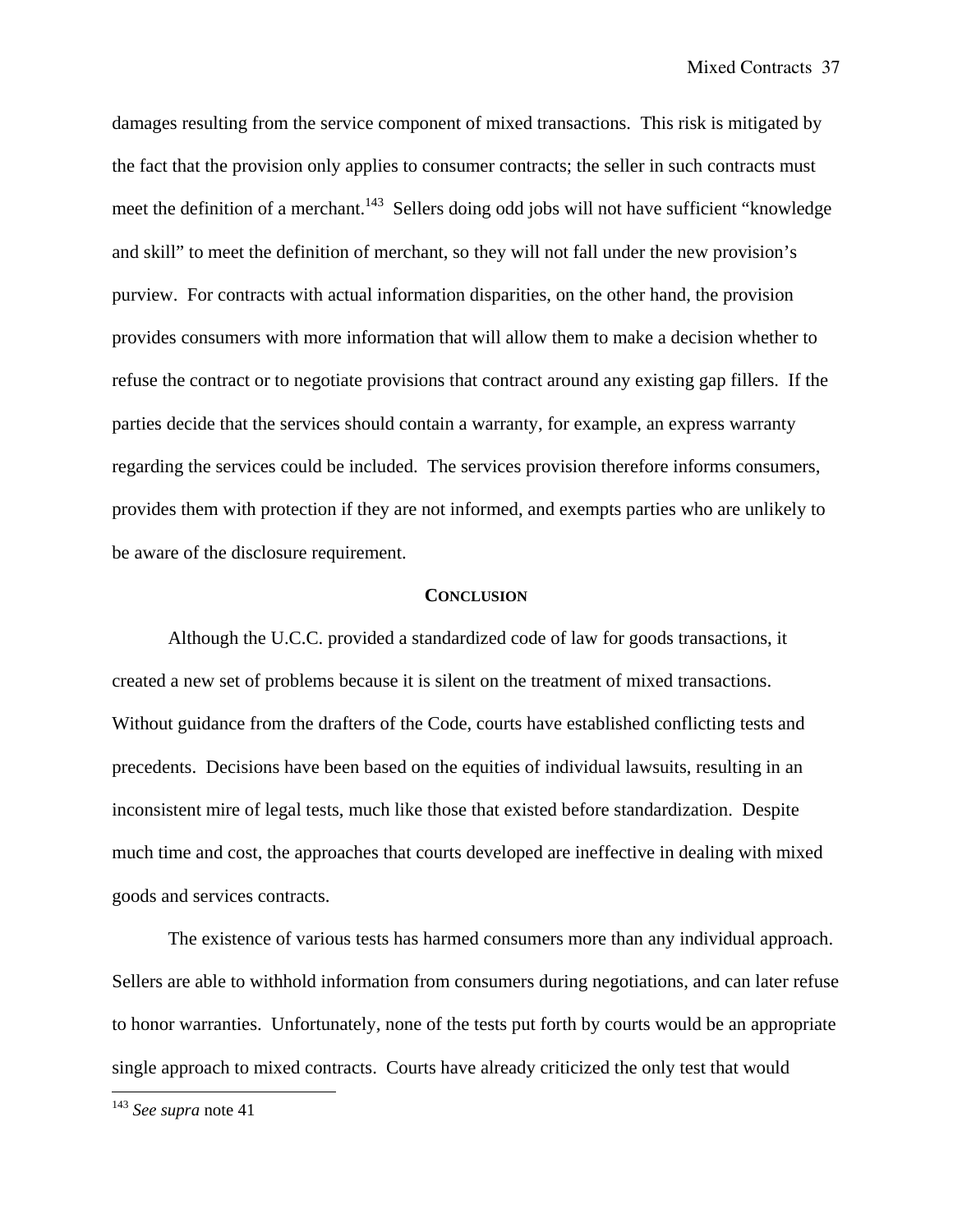damages resulting from the service component of mixed transactions. This risk is mitigated by the fact that the provision only applies to consumer contracts; the seller in such contracts must meet the definition of a merchant.[143] Sellers doing odd jobs will not have sufficient "knowledge and skill" to meet the definition of merchant, so they will not fall under the new provision's purview. For contracts with actual information disparities, on the other hand, the provision provides consumers with more information that will allow them to make a decision whether to refuse the contract or to negotiate provisions that contract around any existing gap fillers. If the parties decide that the services should contain a warranty, for example, an express warranty regarding the services could be included. The services provision therefore informs consumers, provides them with protection if they are not informed, and exempts parties who are unlikely to be aware of the disclosure requirement.

## CONCLUSION

Although the U.C.C. provided a standardized code of law for goods transactions, it created a new set of problems because it is silent on the treatment of mixed transactions. Without guidance from the drafters of the Code, courts have established conflicting tests and precedents. Decisions have been based on the equities of individual lawsuits, resulting in an inconsistent mire of legal tests, much like those that existed before standardization. Despite much time and cost, the approaches that courts developed are ineffective in dealing with mixed goods and services contracts.

The existence of various tests has harmed consumers more than any individual approach. Sellers are able to withhold information from consumers during negotiations, and can later refuse to honor warranties. Unfortunately, none of the tests put forth by courts would be an appropriate single approach to mixed contracts. Courts have already criticized the only test that would

---

[143] *See supra* note 41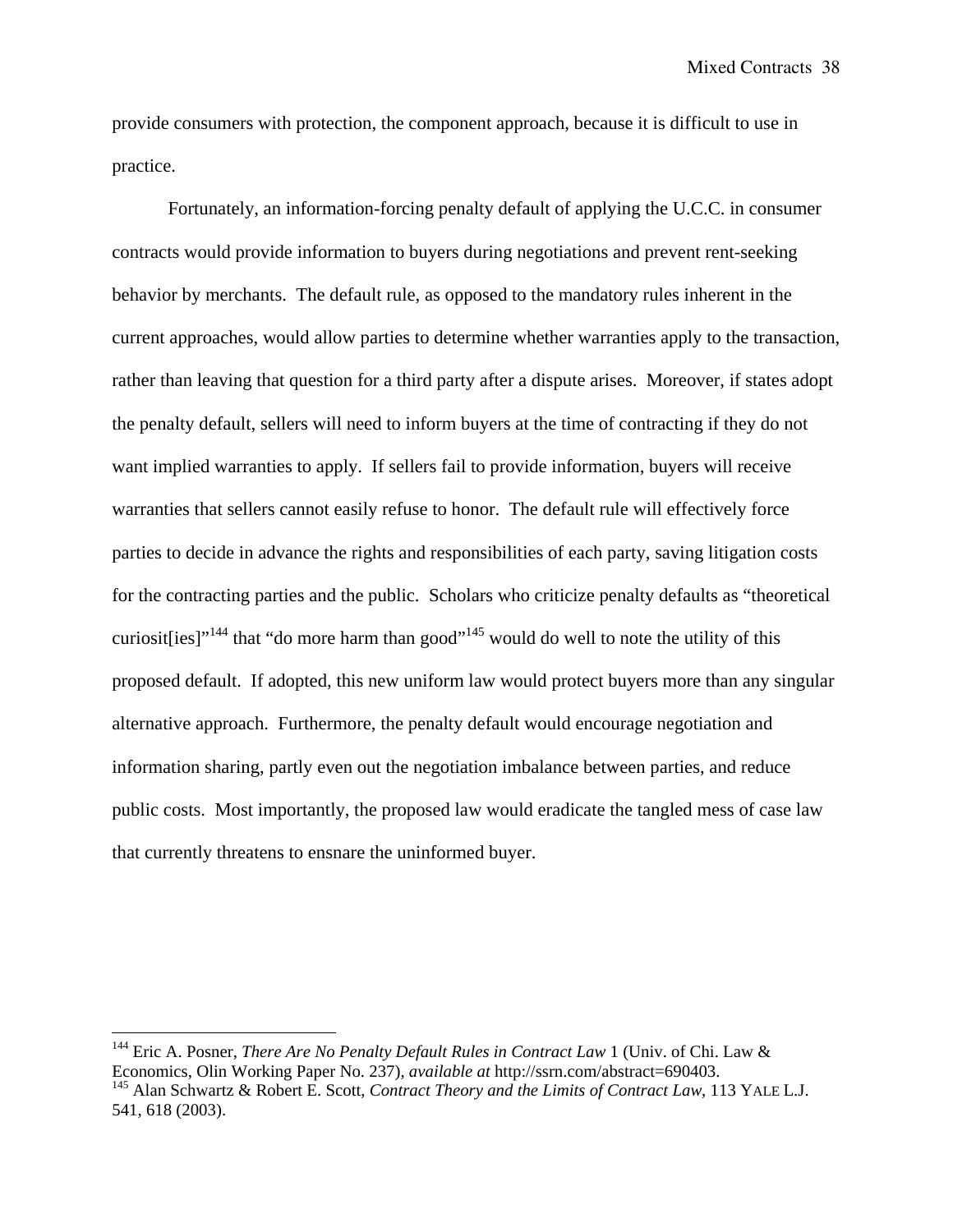provide consumers with protection, the component approach, because it is difficult to use in practice.

Fortunately, an information-forcing penalty default of applying the U.C.C. in consumer contracts would provide information to buyers during negotiations and prevent rent-seeking behavior by merchants. The default rule, as opposed to the mandatory rules inherent in the current approaches, would allow parties to determine whether warranties apply to the transaction, rather than leaving that question for a third party after a dispute arises. Moreover, if states adopt the penalty default, sellers will need to inform buyers at the time of contracting if they do not want implied warranties to apply. If sellers fail to provide information, buyers will receive warranties that sellers cannot easily refuse to honor. The default rule will effectively force parties to decide in advance the rights and responsibilities of each party, saving litigation costs for the contracting parties and the public. Scholars who criticize penalty defaults as "theoretical curiosit[ies]"[144] that "do more harm than good"[145] would do well to note the utility of this proposed default. If adopted, this new uniform law would protect buyers more than any singular alternative approach. Furthermore, the penalty default would encourage negotiation and information sharing, partly even out the negotiation imbalance between parties, and reduce public costs. Most importantly, the proposed law would eradicate the tangled mess of case law that currently threatens to ensnare the uninformed buyer.

---

[144] Eric A. Posner, *There Are No Penalty Default Rules in Contract Law* 1 (Univ. of Chi. Law & Economics, Olin Working Paper No. 237), *available at* http://ssrn.com/abstract=690403.

[145] Alan Schwartz & Robert E. Scott, *Contract Theory and the Limits of Contract Law*, 113 YALE L.J. 541, 618 (2003).